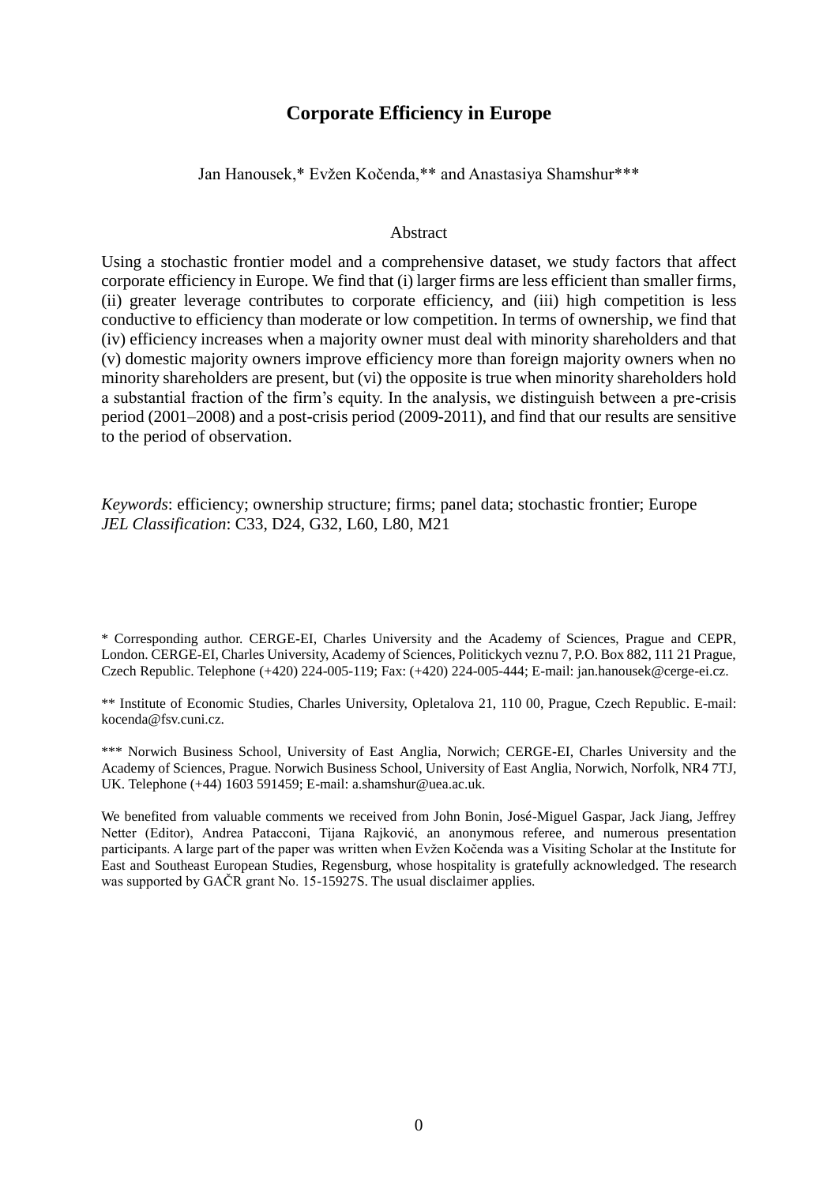# Corporate Efficiency in Europe

Jan Hanousek,* Evžen Kočenda,** and Anastasiya Shamshur***

## Abstract

Using a stochastic frontier model and a comprehensive dataset, we study factors that affect corporate efficiency in Europe. We find that (i) larger firms are less efficient than smaller firms, (ii) greater leverage contributes to corporate efficiency, and (iii) high competition is less conductive to efficiency than moderate or low competition. In terms of ownership, we find that (iv) efficiency increases when a majority owner must deal with minority shareholders and that (v) domestic majority owners improve efficiency more than foreign majority owners when no minority shareholders are present, but (vi) the opposite is true when minority shareholders hold a substantial fraction of the firm's equity. In the analysis, we distinguish between a pre-crisis period (2001–2008) and a post-crisis period (2009-2011), and find that our results are sensitive to the period of observation.

*Keywords*: efficiency; ownership structure; firms; panel data; stochastic frontier; Europe
*JEL Classification*: C33, D24, G32, L60, L80, M21

\* Corresponding author. CERGE-EI, Charles University and the Academy of Sciences, Prague and CEPR, London. CERGE-EI, Charles University, Academy of Sciences, Politickych veznu 7, P.O. Box 882, 111 21 Prague, Czech Republic. Telephone (+420) 224-005-119; Fax: (+420) 224-005-444; E-mail: jan.hanousek@cerge-ei.cz.

\*\* Institute of Economic Studies, Charles University, Opletalova 21, 110 00, Prague, Czech Republic. E-mail: kocenda@fsv.cuni.cz.

\*\*\* Norwich Business School, University of East Anglia, Norwich; CERGE-EI, Charles University and the Academy of Sciences, Prague. Norwich Business School, University of East Anglia, Norwich, Norfolk, NR4 7TJ, UK. Telephone (+44) 1603 591459; E-mail: a.shamshur@uea.ac.uk.

We benefited from valuable comments we received from John Bonin, José-Miguel Gaspar, Jack Jiang, Jeffrey Netter (Editor), Andrea Patacconi, Tijana Rajković, an anonymous referee, and numerous presentation participants. A large part of the paper was written when Evžen Kočenda was a Visiting Scholar at the Institute for East and Southeast European Studies, Regensburg, whose hospitality is gratefully acknowledged. The research was supported by GAČR grant No. 15-15927S. The usual disclaimer applies.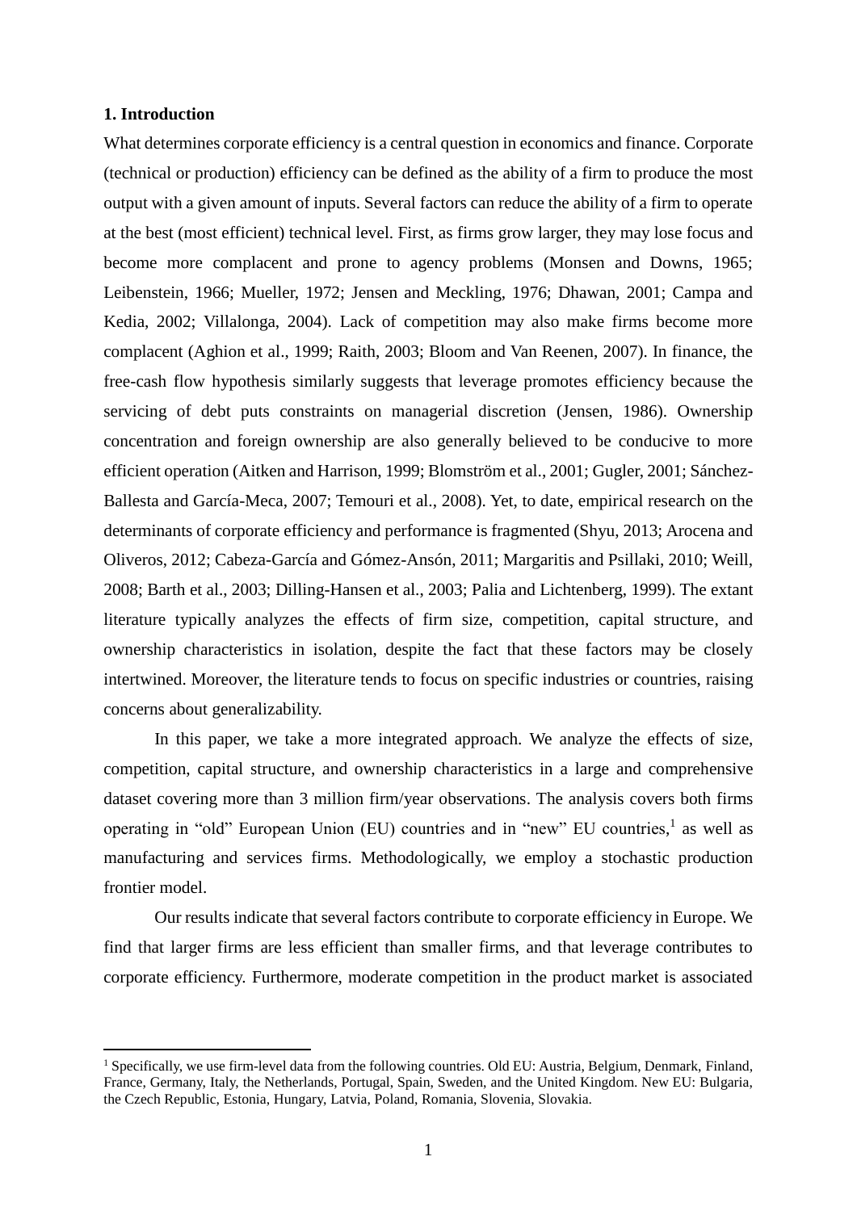## 1. Introduction

What determines corporate efficiency is a central question in economics and finance. Corporate (technical or production) efficiency can be defined as the ability of a firm to produce the most output with a given amount of inputs. Several factors can reduce the ability of a firm to operate at the best (most efficient) technical level. First, as firms grow larger, they may lose focus and become more complacent and prone to agency problems (Monsen and Downs, 1965; Leibenstein, 1966; Mueller, 1972; Jensen and Meckling, 1976; Dhawan, 2001; Campa and Kedia, 2002; Villalonga, 2004). Lack of competition may also make firms become more complacent (Aghion et al., 1999; Raith, 2003; Bloom and Van Reenen, 2007). In finance, the free-cash flow hypothesis similarly suggests that leverage promotes efficiency because the servicing of debt puts constraints on managerial discretion (Jensen, 1986). Ownership concentration and foreign ownership are also generally believed to be conducive to more efficient operation (Aitken and Harrison, 1999; Blomström et al., 2001; Gugler, 2001; Sánchez-Ballesta and García-Meca, 2007; Temouri et al., 2008). Yet, to date, empirical research on the determinants of corporate efficiency and performance is fragmented (Shyu, 2013; Arocena and Oliveros, 2012; Cabeza-García and Gómez-Ansón, 2011; Margaritis and Psillaki, 2010; Weill, 2008; Barth et al., 2003; Dilling-Hansen et al., 2003; Palia and Lichtenberg, 1999). The extant literature typically analyzes the effects of firm size, competition, capital structure, and ownership characteristics in isolation, despite the fact that these factors may be closely intertwined. Moreover, the literature tends to focus on specific industries or countries, raising concerns about generalizability.

In this paper, we take a more integrated approach. We analyze the effects of size, competition, capital structure, and ownership characteristics in a large and comprehensive dataset covering more than 3 million firm/year observations. The analysis covers both firms operating in "old" European Union (EU) countries and in "new" EU countries,[1] as well as manufacturing and services firms. Methodologically, we employ a stochastic production frontier model.

Our results indicate that several factors contribute to corporate efficiency in Europe. We find that larger firms are less efficient than smaller firms, and that leverage contributes to corporate efficiency. Furthermore, moderate competition in the product market is associated

[1] Specifically, we use firm-level data from the following countries. Old EU: Austria, Belgium, Denmark, Finland, France, Germany, Italy, the Netherlands, Portugal, Spain, Sweden, and the United Kingdom. New EU: Bulgaria, the Czech Republic, Estonia, Hungary, Latvia, Poland, Romania, Slovenia, Slovakia.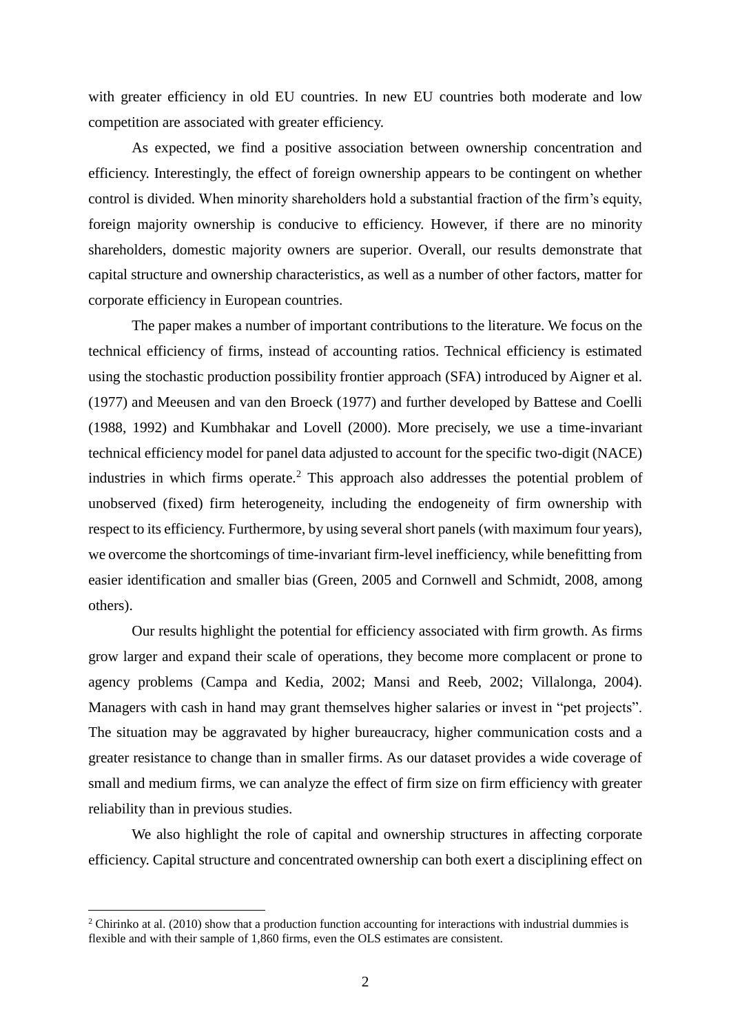with greater efficiency in old EU countries. In new EU countries both moderate and low competition are associated with greater efficiency.

As expected, we find a positive association between ownership concentration and efficiency. Interestingly, the effect of foreign ownership appears to be contingent on whether control is divided. When minority shareholders hold a substantial fraction of the firm's equity, foreign majority ownership is conducive to efficiency. However, if there are no minority shareholders, domestic majority owners are superior. Overall, our results demonstrate that capital structure and ownership characteristics, as well as a number of other factors, matter for corporate efficiency in European countries.

The paper makes a number of important contributions to the literature. We focus on the technical efficiency of firms, instead of accounting ratios. Technical efficiency is estimated using the stochastic production possibility frontier approach (SFA) introduced by Aigner et al. (1977) and Meeusen and van den Broeck (1977) and further developed by Battese and Coelli (1988, 1992) and Kumbhakar and Lovell (2000). More precisely, we use a time-invariant technical efficiency model for panel data adjusted to account for the specific two-digit (NACE) industries in which firms operate.[2] This approach also addresses the potential problem of unobserved (fixed) firm heterogeneity, including the endogeneity of firm ownership with respect to its efficiency. Furthermore, by using several short panels (with maximum four years), we overcome the shortcomings of time-invariant firm-level inefficiency, while benefitting from easier identification and smaller bias (Green, 2005 and Cornwell and Schmidt, 2008, among others).

Our results highlight the potential for efficiency associated with firm growth. As firms grow larger and expand their scale of operations, they become more complacent or prone to agency problems (Campa and Kedia, 2002; Mansi and Reeb, 2002; Villalonga, 2004). Managers with cash in hand may grant themselves higher salaries or invest in "pet projects". The situation may be aggravated by higher bureaucracy, higher communication costs and a greater resistance to change than in smaller firms. As our dataset provides a wide coverage of small and medium firms, we can analyze the effect of firm size on firm efficiency with greater reliability than in previous studies.

We also highlight the role of capital and ownership structures in affecting corporate efficiency. Capital structure and concentrated ownership can both exert a disciplining effect on

[2] Chirinko at al. (2010) show that a production function accounting for interactions with industrial dummies is flexible and with their sample of 1,860 firms, even the OLS estimates are consistent.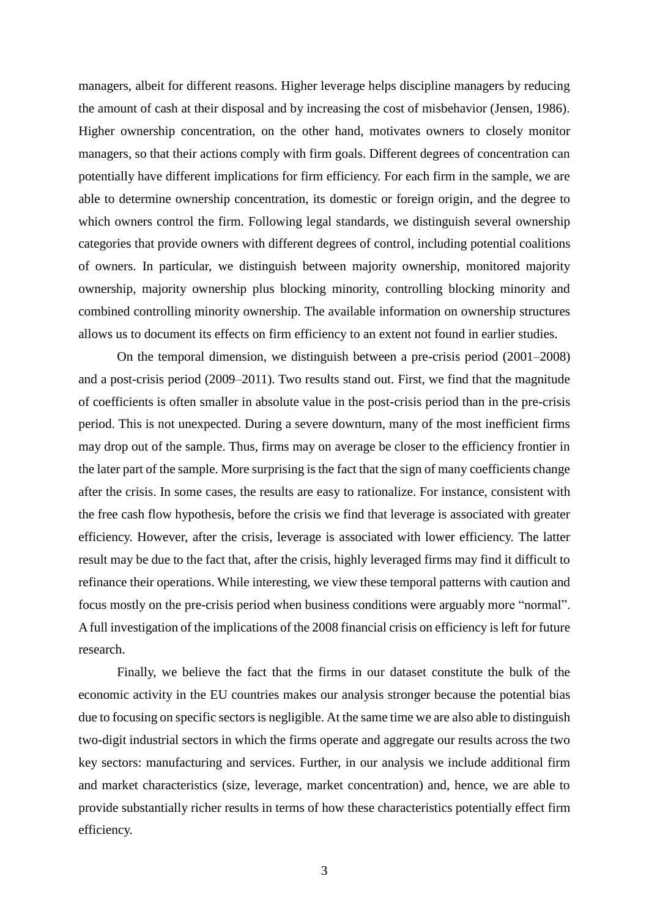managers, albeit for different reasons. Higher leverage helps discipline managers by reducing the amount of cash at their disposal and by increasing the cost of misbehavior (Jensen, 1986). Higher ownership concentration, on the other hand, motivates owners to closely monitor managers, so that their actions comply with firm goals. Different degrees of concentration can potentially have different implications for firm efficiency. For each firm in the sample, we are able to determine ownership concentration, its domestic or foreign origin, and the degree to which owners control the firm. Following legal standards, we distinguish several ownership categories that provide owners with different degrees of control, including potential coalitions of owners. In particular, we distinguish between majority ownership, monitored majority ownership, majority ownership plus blocking minority, controlling blocking minority and combined controlling minority ownership. The available information on ownership structures allows us to document its effects on firm efficiency to an extent not found in earlier studies.

On the temporal dimension, we distinguish between a pre-crisis period (2001–2008) and a post-crisis period (2009–2011). Two results stand out. First, we find that the magnitude of coefficients is often smaller in absolute value in the post-crisis period than in the pre-crisis period. This is not unexpected. During a severe downturn, many of the most inefficient firms may drop out of the sample. Thus, firms may on average be closer to the efficiency frontier in the later part of the sample. More surprising is the fact that the sign of many coefficients change after the crisis. In some cases, the results are easy to rationalize. For instance, consistent with the free cash flow hypothesis, before the crisis we find that leverage is associated with greater efficiency. However, after the crisis, leverage is associated with lower efficiency. The latter result may be due to the fact that, after the crisis, highly leveraged firms may find it difficult to refinance their operations. While interesting, we view these temporal patterns with caution and focus mostly on the pre-crisis period when business conditions were arguably more "normal". A full investigation of the implications of the 2008 financial crisis on efficiency is left for future research.

Finally, we believe the fact that the firms in our dataset constitute the bulk of the economic activity in the EU countries makes our analysis stronger because the potential bias due to focusing on specific sectors is negligible. At the same time we are also able to distinguish two-digit industrial sectors in which the firms operate and aggregate our results across the two key sectors: manufacturing and services. Further, in our analysis we include additional firm and market characteristics (size, leverage, market concentration) and, hence, we are able to provide substantially richer results in terms of how these characteristics potentially effect firm efficiency.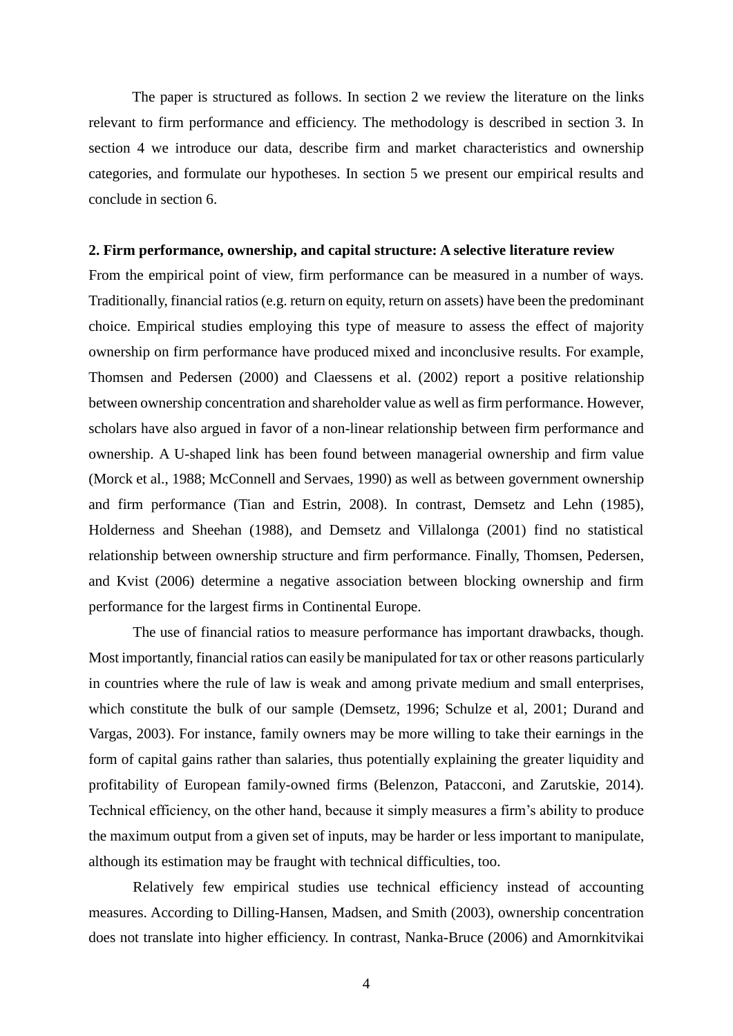The paper is structured as follows. In section 2 we review the literature on the links relevant to firm performance and efficiency. The methodology is described in section 3. In section 4 we introduce our data, describe firm and market characteristics and ownership categories, and formulate our hypotheses. In section 5 we present our empirical results and conclude in section 6.

## 2. Firm performance, ownership, and capital structure: A selective literature review

From the empirical point of view, firm performance can be measured in a number of ways. Traditionally, financial ratios (e.g. return on equity, return on assets) have been the predominant choice. Empirical studies employing this type of measure to assess the effect of majority ownership on firm performance have produced mixed and inconclusive results. For example, Thomsen and Pedersen (2000) and Claessens et al. (2002) report a positive relationship between ownership concentration and shareholder value as well as firm performance. However, scholars have also argued in favor of a non-linear relationship between firm performance and ownership. A U-shaped link has been found between managerial ownership and firm value (Morck et al., 1988; McConnell and Servaes, 1990) as well as between government ownership and firm performance (Tian and Estrin, 2008). In contrast, Demsetz and Lehn (1985), Holderness and Sheehan (1988), and Demsetz and Villalonga (2001) find no statistical relationship between ownership structure and firm performance. Finally, Thomsen, Pedersen, and Kvist (2006) determine a negative association between blocking ownership and firm performance for the largest firms in Continental Europe.

The use of financial ratios to measure performance has important drawbacks, though. Most importantly, financial ratios can easily be manipulated for tax or other reasons particularly in countries where the rule of law is weak and among private medium and small enterprises, which constitute the bulk of our sample (Demsetz, 1996; Schulze et al, 2001; Durand and Vargas, 2003). For instance, family owners may be more willing to take their earnings in the form of capital gains rather than salaries, thus potentially explaining the greater liquidity and profitability of European family-owned firms (Belenzon, Patacconi, and Zarutskie, 2014). Technical efficiency, on the other hand, because it simply measures a firm's ability to produce the maximum output from a given set of inputs, may be harder or less important to manipulate, although its estimation may be fraught with technical difficulties, too.

Relatively few empirical studies use technical efficiency instead of accounting measures. According to Dilling-Hansen, Madsen, and Smith (2003), ownership concentration does not translate into higher efficiency. In contrast, Nanka-Bruce (2006) and Amornkitvikai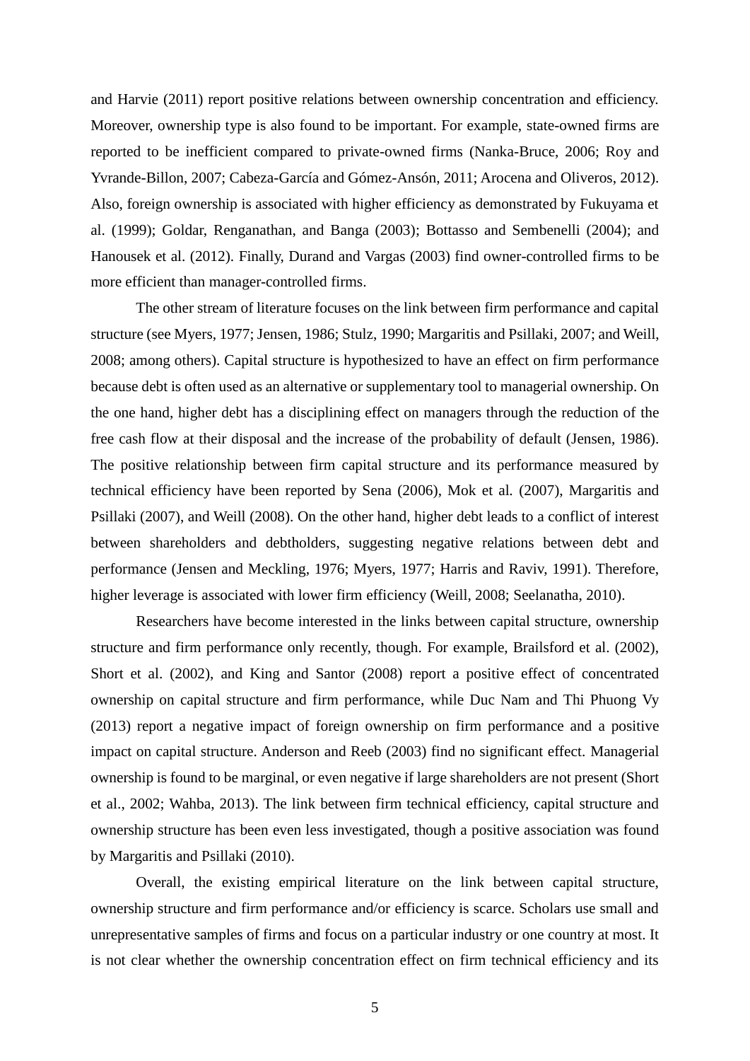and Harvie (2011) report positive relations between ownership concentration and efficiency. Moreover, ownership type is also found to be important. For example, state-owned firms are reported to be inefficient compared to private-owned firms (Nanka-Bruce, 2006; Roy and Yvrande-Billon, 2007; Cabeza-García and Gómez-Ansón, 2011; Arocena and Oliveros, 2012). Also, foreign ownership is associated with higher efficiency as demonstrated by Fukuyama et al. (1999); Goldar, Renganathan, and Banga (2003); Bottasso and Sembenelli (2004); and Hanousek et al. (2012). Finally, Durand and Vargas (2003) find owner-controlled firms to be more efficient than manager-controlled firms.

The other stream of literature focuses on the link between firm performance and capital structure (see Myers, 1977; Jensen, 1986; Stulz, 1990; Margaritis and Psillaki, 2007; and Weill, 2008; among others). Capital structure is hypothesized to have an effect on firm performance because debt is often used as an alternative or supplementary tool to managerial ownership. On the one hand, higher debt has a disciplining effect on managers through the reduction of the free cash flow at their disposal and the increase of the probability of default (Jensen, 1986). The positive relationship between firm capital structure and its performance measured by technical efficiency have been reported by Sena (2006), Mok et al. (2007), Margaritis and Psillaki (2007), and Weill (2008). On the other hand, higher debt leads to a conflict of interest between shareholders and debtholders, suggesting negative relations between debt and performance (Jensen and Meckling, 1976; Myers, 1977; Harris and Raviv, 1991). Therefore, higher leverage is associated with lower firm efficiency (Weill, 2008; Seelanatha, 2010).

Researchers have become interested in the links between capital structure, ownership structure and firm performance only recently, though. For example, Brailsford et al. (2002), Short et al. (2002), and King and Santor (2008) report a positive effect of concentrated ownership on capital structure and firm performance, while Duc Nam and Thi Phuong Vy (2013) report a negative impact of foreign ownership on firm performance and a positive impact on capital structure. Anderson and Reeb (2003) find no significant effect. Managerial ownership is found to be marginal, or even negative if large shareholders are not present (Short et al., 2002; Wahba, 2013). The link between firm technical efficiency, capital structure and ownership structure has been even less investigated, though a positive association was found by Margaritis and Psillaki (2010).

Overall, the existing empirical literature on the link between capital structure, ownership structure and firm performance and/or efficiency is scarce. Scholars use small and unrepresentative samples of firms and focus on a particular industry or one country at most. It is not clear whether the ownership concentration effect on firm technical efficiency and its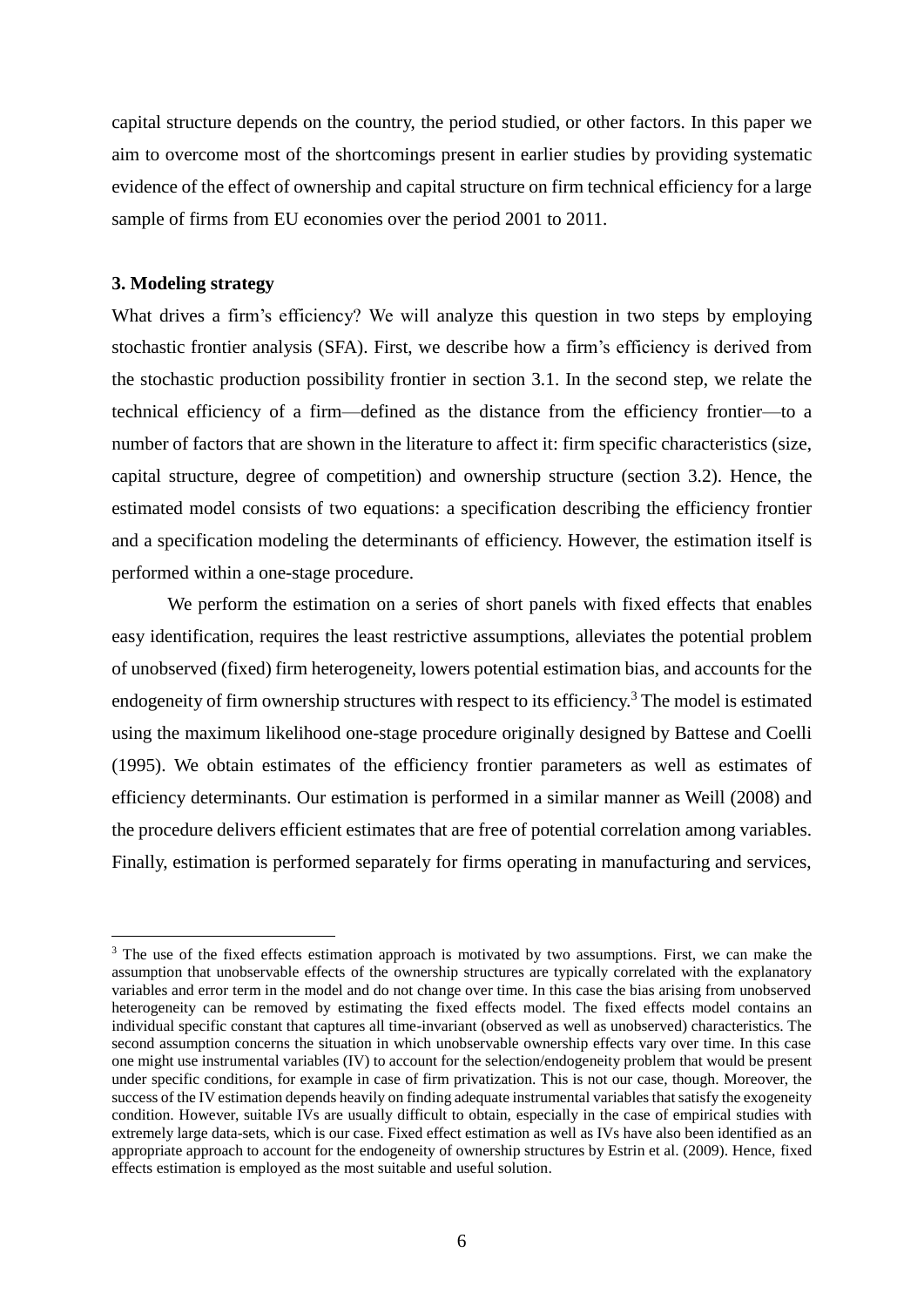capital structure depends on the country, the period studied, or other factors. In this paper we aim to overcome most of the shortcomings present in earlier studies by providing systematic evidence of the effect of ownership and capital structure on firm technical efficiency for a large sample of firms from EU economies over the period 2001 to 2011.

### 3. Modeling strategy

What drives a firm's efficiency? We will analyze this question in two steps by employing stochastic frontier analysis (SFA). First, we describe how a firm's efficiency is derived from the stochastic production possibility frontier in section 3.1. In the second step, we relate the technical efficiency of a firm—defined as the distance from the efficiency frontier—to a number of factors that are shown in the literature to affect it: firm specific characteristics (size, capital structure, degree of competition) and ownership structure (section 3.2). Hence, the estimated model consists of two equations: a specification describing the efficiency frontier and a specification modeling the determinants of efficiency. However, the estimation itself is performed within a one-stage procedure.

We perform the estimation on a series of short panels with fixed effects that enables easy identification, requires the least restrictive assumptions, alleviates the potential problem of unobserved (fixed) firm heterogeneity, lowers potential estimation bias, and accounts for the endogeneity of firm ownership structures with respect to its efficiency.[3] The model is estimated using the maximum likelihood one-stage procedure originally designed by Battese and Coelli (1995). We obtain estimates of the efficiency frontier parameters as well as estimates of efficiency determinants. Our estimation is performed in a similar manner as Weill (2008) and the procedure delivers efficient estimates that are free of potential correlation among variables. Finally, estimation is performed separately for firms operating in manufacturing and services,

---

[3] The use of the fixed effects estimation approach is motivated by two assumptions. First, we can make the assumption that unobservable effects of the ownership structures are typically correlated with the explanatory variables and error term in the model and do not change over time. In this case the bias arising from unobserved heterogeneity can be removed by estimating the fixed effects model. The fixed effects model contains an individual specific constant that captures all time-invariant (observed as well as unobserved) characteristics. The second assumption concerns the situation in which unobservable ownership effects vary over time. In this case one might use instrumental variables (IV) to account for the selection/endogeneity problem that would be present under specific conditions, for example in case of firm privatization. This is not our case, though. Moreover, the success of the IV estimation depends heavily on finding adequate instrumental variables that satisfy the exogeneity condition. However, suitable IVs are usually difficult to obtain, especially in the case of empirical studies with extremely large data-sets, which is our case. Fixed effect estimation as well as IVs have also been identified as an appropriate approach to account for the endogeneity of ownership structures by Estrin et al. (2009). Hence, fixed effects estimation is employed as the most suitable and useful solution.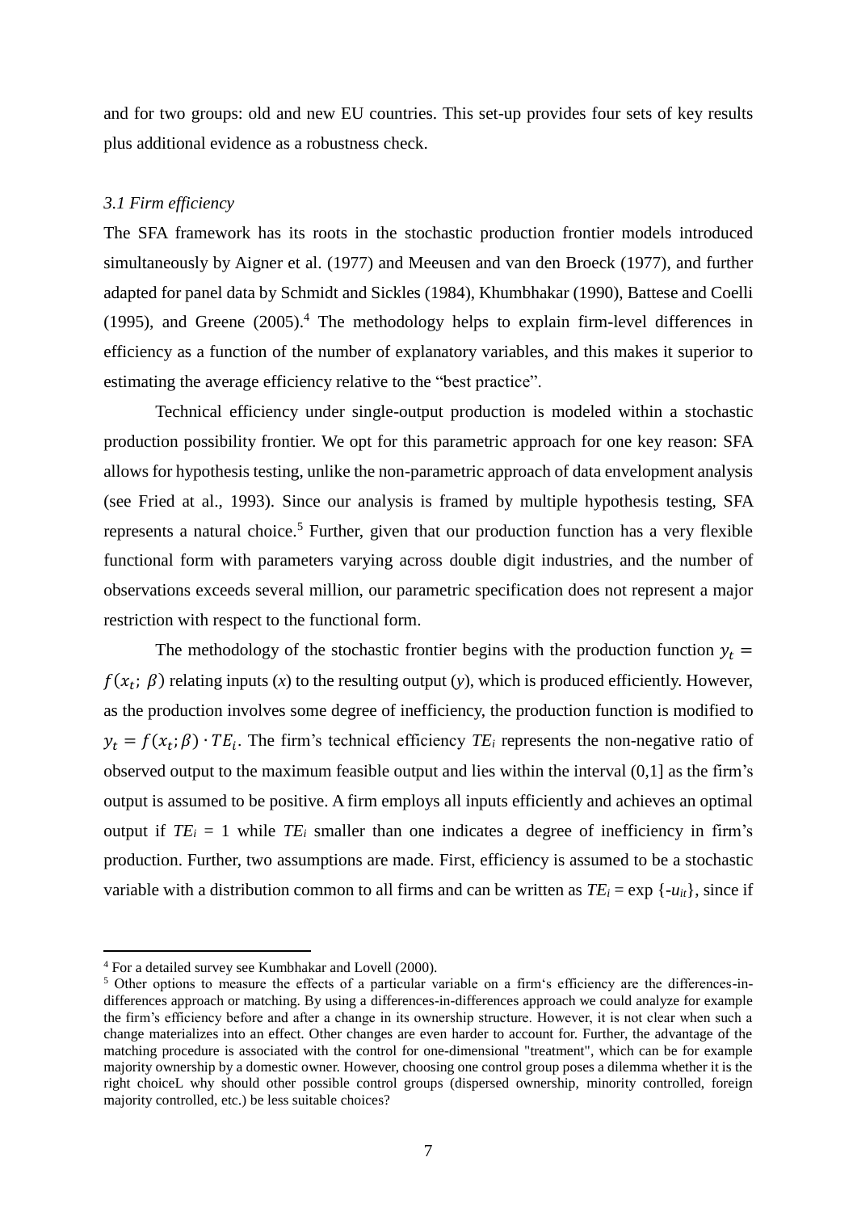and for two groups: old and new EU countries. This set-up provides four sets of key results plus additional evidence as a robustness check.

### *3.1 Firm efficiency*

The SFA framework has its roots in the stochastic production frontier models introduced simultaneously by Aigner et al. (1977) and Meeusen and van den Broeck (1977), and further adapted for panel data by Schmidt and Sickles (1984), Khumbhakar (1990), Battese and Coelli (1995), and Greene (2005).[4] The methodology helps to explain firm-level differences in efficiency as a function of the number of explanatory variables, and this makes it superior to estimating the average efficiency relative to the "best practice".

Technical efficiency under single-output production is modeled within a stochastic production possibility frontier. We opt for this parametric approach for one key reason: SFA allows for hypothesis testing, unlike the non-parametric approach of data envelopment analysis (see Fried at al., 1993). Since our analysis is framed by multiple hypothesis testing, SFA represents a natural choice.[5] Further, given that our production function has a very flexible functional form with parameters varying across double digit industries, and the number of observations exceeds several million, our parametric specification does not represent a major restriction with respect to the functional form.

The methodology of the stochastic frontier begins with the production function $y_t = f(x_t;\, \beta)$ relating inputs (*x*) to the resulting output (*y*), which is produced efficiently. However, as the production involves some degree of inefficiency, the production function is modified to $y_t = f(x_t; \beta) \cdot TE_i$. The firm's technical efficiency $TE_i$ represents the non-negative ratio of observed output to the maximum feasible output and lies within the interval (0,1] as the firm's output is assumed to be positive. A firm employs all inputs efficiently and achieves an optimal output if $TE_i = 1$ while $TE_i$ smaller than one indicates a degree of inefficiency in firm's production. Further, two assumptions are made. First, efficiency is assumed to be a stochastic variable with a distribution common to all firms and can be written as $TE_i = \exp\{-u_{it}\}$, since if

---

[4] For a detailed survey see Kumbhakar and Lovell (2000).

[5] Other options to measure the effects of a particular variable on a firm's efficiency are the differences-in-differences approach or matching. By using a differences-in-differences approach we could analyze for example the firm's efficiency before and after a change in its ownership structure. However, it is not clear when such a change materializes into an effect. Other changes are even harder to account for. Further, the advantage of the matching procedure is associated with the control for one-dimensional "treatment", which can be for example majority ownership by a domestic owner. However, choosing one control group poses a dilemma whether it is the right choiceL why should other possible control groups (dispersed ownership, minority controlled, foreign majority controlled, etc.) be less suitable choices?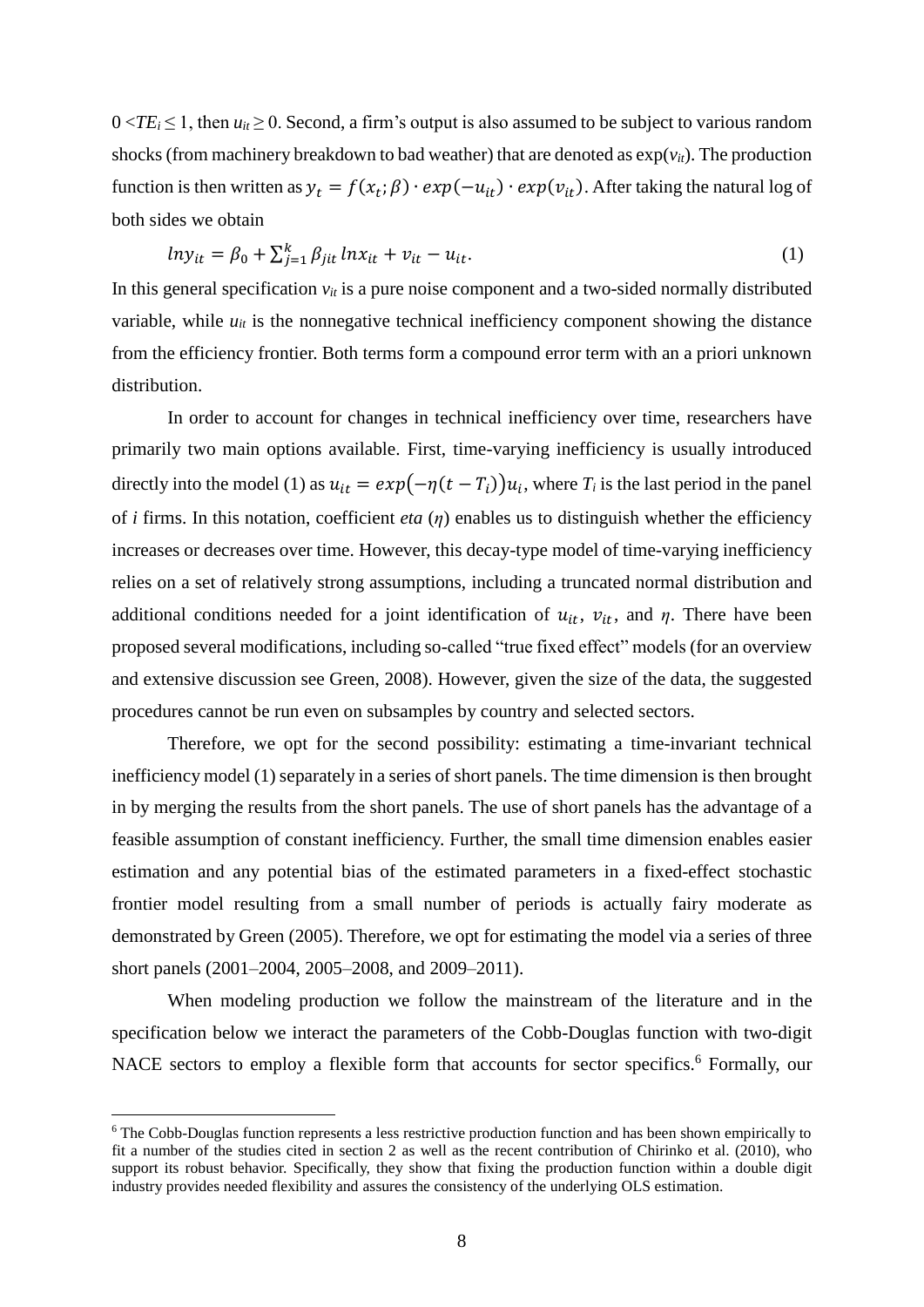$0 < TE_i \leq 1$, then $u_{it} \geq 0$. Second, a firm's output is also assumed to be subject to various random shocks (from machinery breakdown to bad weather) that are denoted as $\exp(v_{it})$. The production function is then written as $y_t = f(x_t; \beta) \cdot exp(-u_{it}) \cdot exp(v_{it})$. After taking the natural log of both sides we obtain

$$lny_{it} = \beta_0 + \sum_{j=1}^{k} \beta_{jit} \, lnx_{it} + v_{it} - u_{it}. \tag{1}$$

In this general specification $v_{it}$ is a pure noise component and a two-sided normally distributed variable, while $u_{it}$ is the nonnegative technical inefficiency component showing the distance from the efficiency frontier. Both terms form a compound error term with an a priori unknown distribution.

In order to account for changes in technical inefficiency over time, researchers have primarily two main options available. First, time-varying inefficiency is usually introduced directly into the model (1) as $u_{it} = exp\big(-\eta(t - T_i)\big)u_i$, where $T_i$ is the last period in the panel of *i* firms. In this notation, coefficient *eta* ($\eta$) enables us to distinguish whether the efficiency increases or decreases over time. However, this decay-type model of time-varying inefficiency relies on a set of relatively strong assumptions, including a truncated normal distribution and additional conditions needed for a joint identification of $u_{it}$, $v_{it}$, and $\eta$. There have been proposed several modifications, including so-called "true fixed effect" models (for an overview and extensive discussion see Green, 2008). However, given the size of the data, the suggested procedures cannot be run even on subsamples by country and selected sectors.

Therefore, we opt for the second possibility: estimating a time-invariant technical inefficiency model (1) separately in a series of short panels. The time dimension is then brought in by merging the results from the short panels. The use of short panels has the advantage of a feasible assumption of constant inefficiency. Further, the small time dimension enables easier estimation and any potential bias of the estimated parameters in a fixed-effect stochastic frontier model resulting from a small number of periods is actually fairy moderate as demonstrated by Green (2005). Therefore, we opt for estimating the model via a series of three short panels (2001–2004, 2005–2008, and 2009–2011).

When modeling production we follow the mainstream of the literature and in the specification below we interact the parameters of the Cobb-Douglas function with two-digit NACE sectors to employ a flexible form that accounts for sector specifics.[6] Formally, our

[6] The Cobb-Douglas function represents a less restrictive production function and has been shown empirically to fit a number of the studies cited in section 2 as well as the recent contribution of Chirinko et al. (2010), who support its robust behavior. Specifically, they show that fixing the production function within a double digit industry provides needed flexibility and assures the consistency of the underlying OLS estimation.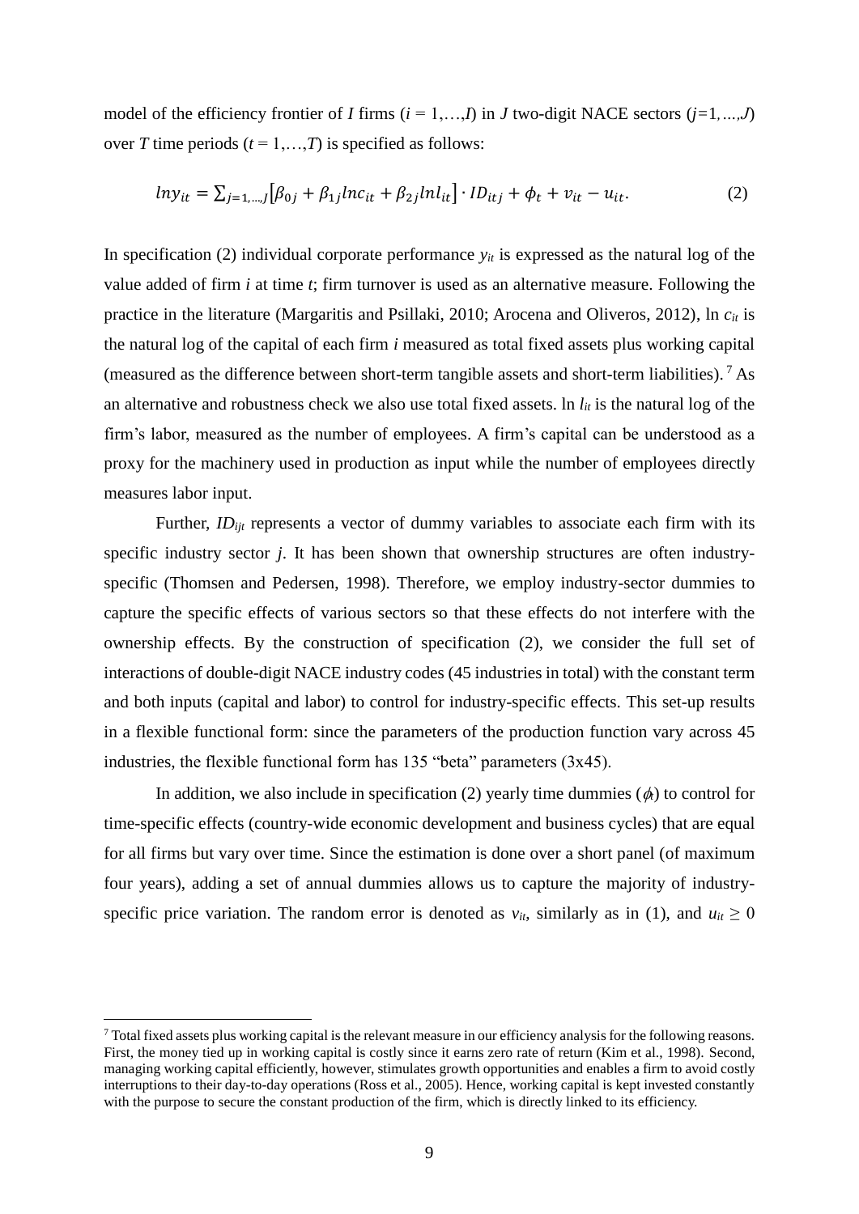model of the efficiency frontier of $I$ firms ($i = 1,\ldots,I$) in $J$ two-digit NACE sectors ($j=1,\ldots,J$) over $T$ time periods ($t = 1,\ldots,T$) is specified as follows:

$$lny_{it} = \sum_{j=1,\ldots,J}\left[\beta_{0j} + \beta_{1j}lnc_{it} + \beta_{2j}lnl_{it}\right] \cdot ID_{itj} + \phi_t + v_{it} - u_{it}. \tag{2}$$

In specification (2) individual corporate performance $y_{it}$ is expressed as the natural log of the value added of firm $i$ at time $t$; firm turnover is used as an alternative measure. Following the practice in the literature (Margaritis and Psillaki, 2010; Arocena and Oliveros, 2012), ln $c_{it}$ is the natural log of the capital of each firm $i$ measured as total fixed assets plus working capital (measured as the difference between short-term tangible assets and short-term liabilities).[7] As an alternative and robustness check we also use total fixed assets. ln $l_{it}$ is the natural log of the firm's labor, measured as the number of employees. A firm's capital can be understood as a proxy for the machinery used in production as input while the number of employees directly measures labor input.

Further, $ID_{ijt}$ represents a vector of dummy variables to associate each firm with its specific industry sector $j$. It has been shown that ownership structures are often industry-specific (Thomsen and Pedersen, 1998). Therefore, we employ industry-sector dummies to capture the specific effects of various sectors so that these effects do not interfere with the ownership effects. By the construction of specification (2), we consider the full set of interactions of double-digit NACE industry codes (45 industries in total) with the constant term and both inputs (capital and labor) to control for industry-specific effects. This set-up results in a flexible functional form: since the parameters of the production function vary across 45 industries, the flexible functional form has 135 "beta" parameters (3x45).

In addition, we also include in specification (2) yearly time dummies ($\phi_t$) to control for time-specific effects (country-wide economic development and business cycles) that are equal for all firms but vary over time. Since the estimation is done over a short panel (of maximum four years), adding a set of annual dummies allows us to capture the majority of industry-specific price variation. The random error is denoted as $v_{it}$, similarly as in (1), and $u_{it} \geq 0$

[7] Total fixed assets plus working capital is the relevant measure in our efficiency analysis for the following reasons. First, the money tied up in working capital is costly since it earns zero rate of return (Kim et al., 1998). Second, managing working capital efficiently, however, stimulates growth opportunities and enables a firm to avoid costly interruptions to their day-to-day operations (Ross et al., 2005). Hence, working capital is kept invested constantly with the purpose to secure the constant production of the firm, which is directly linked to its efficiency.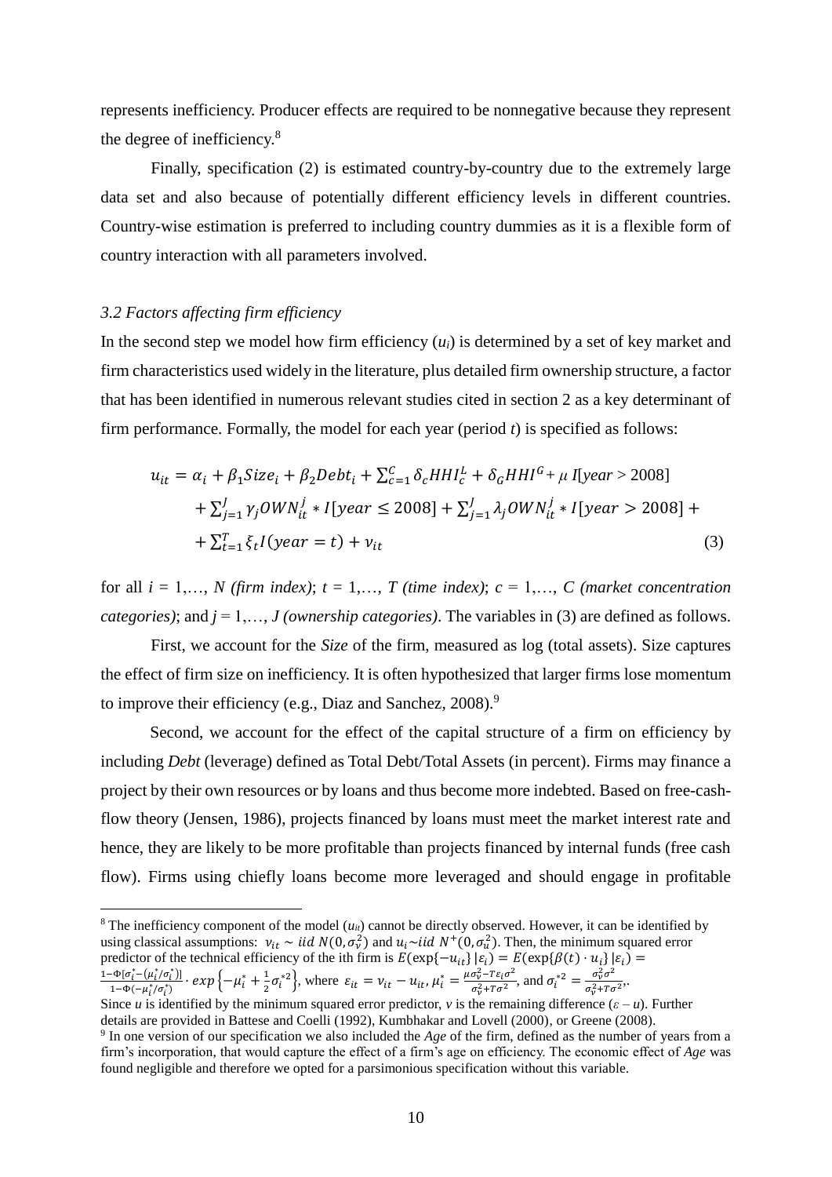represents inefficiency. Producer effects are required to be nonnegative because they represent the degree of inefficiency.[8]

Finally, specification (2) is estimated country-by-country due to the extremely large data set and also because of potentially different efficiency levels in different countries. Country-wise estimation is preferred to including country dummies as it is a flexible form of country interaction with all parameters involved.

### *3.2 Factors affecting firm efficiency*

In the second step we model how firm efficiency ($u_i$) is determined by a set of key market and firm characteristics used widely in the literature, plus detailed firm ownership structure, a factor that has been identified in numerous relevant studies cited in section 2 as a key determinant of firm performance. Formally, the model for each year (period $t$) is specified as follows:

$$u_{it} = \alpha_i + \beta_1 Size_i + \beta_2 Debt_i + \sum_{c=1}^{C} \delta_c HHI_c^L + \delta_G HHI^G + \mu\, I[year > 2008] + \sum_{j=1}^{J} \gamma_j OWN_{it}^j * I[year \leq 2008] + \sum_{j=1}^{J} \lambda_j OWN_{it}^j * I[year > 2008] + \sum_{t=1}^{T} \xi_t I(year = t) + \nu_{it} \quad (3)$$

for all $i = 1,\ldots, N$ *(firm index)*; $t = 1,\ldots, T$ *(time index)*; $c = 1,\ldots, C$ *(market concentration categories)*; and $j = 1,\ldots, J$ *(ownership categories)*. The variables in (3) are defined as follows.

First, we account for the *Size* of the firm, measured as log (total assets). Size captures the effect of firm size on inefficiency. It is often hypothesized that larger firms lose momentum to improve their efficiency (e.g., Diaz and Sanchez, 2008).[9]

Second, we account for the effect of the capital structure of a firm on efficiency by including *Debt* (leverage) defined as Total Debt/Total Assets (in percent). Firms may finance a project by their own resources or by loans and thus become more indebted. Based on free-cash-flow theory (Jensen, 1986), projects financed by loans must meet the market interest rate and hence, they are likely to be more profitable than projects financed by internal funds (free cash flow). Firms using chiefly loans become more leveraged and should engage in profitable

---

[8] The inefficiency component of the model ($u_{it}$) cannot be directly observed. However, it can be identified by using classical assumptions: $v_{it} \sim iid\ N(0, \sigma_v^2)$ and $u_i \sim iid\ N^+(0, \sigma_u^2)$. Then, the minimum squared error predictor of the technical efficiency of the ith firm is $E(\exp\{-u_{it}\}\,|\varepsilon_i) = E(\exp\{\beta(t) \cdot u_i\}\,|\varepsilon_i) = \frac{1-\Phi[\sigma_i^* - (\mu_i^*/\sigma_i^*)]}{1-\Phi(-\mu_i^*/\sigma_i^*)} \cdot exp\left\{-\mu_i^* + \frac{1}{2}\sigma_i^{*2}\right\}$, where $\varepsilon_{it} = v_{it} - u_{it}$, $\mu_i^* = \frac{\mu\sigma_v^2 - T\varepsilon_i\sigma^2}{\sigma_v^2 + T\sigma^2}$, and $\sigma_i^{*2} = \frac{\sigma_v^2\sigma^2}{\sigma_v^2 + T\sigma^2}$,.

Since $u$ is identified by the minimum squared error predictor, $v$ is the remaining difference ($\varepsilon - u$). Further details are provided in Battese and Coelli (1992), Kumbhakar and Lovell (2000), or Greene (2008).

[9] In one version of our specification we also included the *Age* of the firm, defined as the number of years from a firm's incorporation, that would capture the effect of a firm's age on efficiency. The economic effect of *Age* was found negligible and therefore we opted for a parsimonious specification without this variable.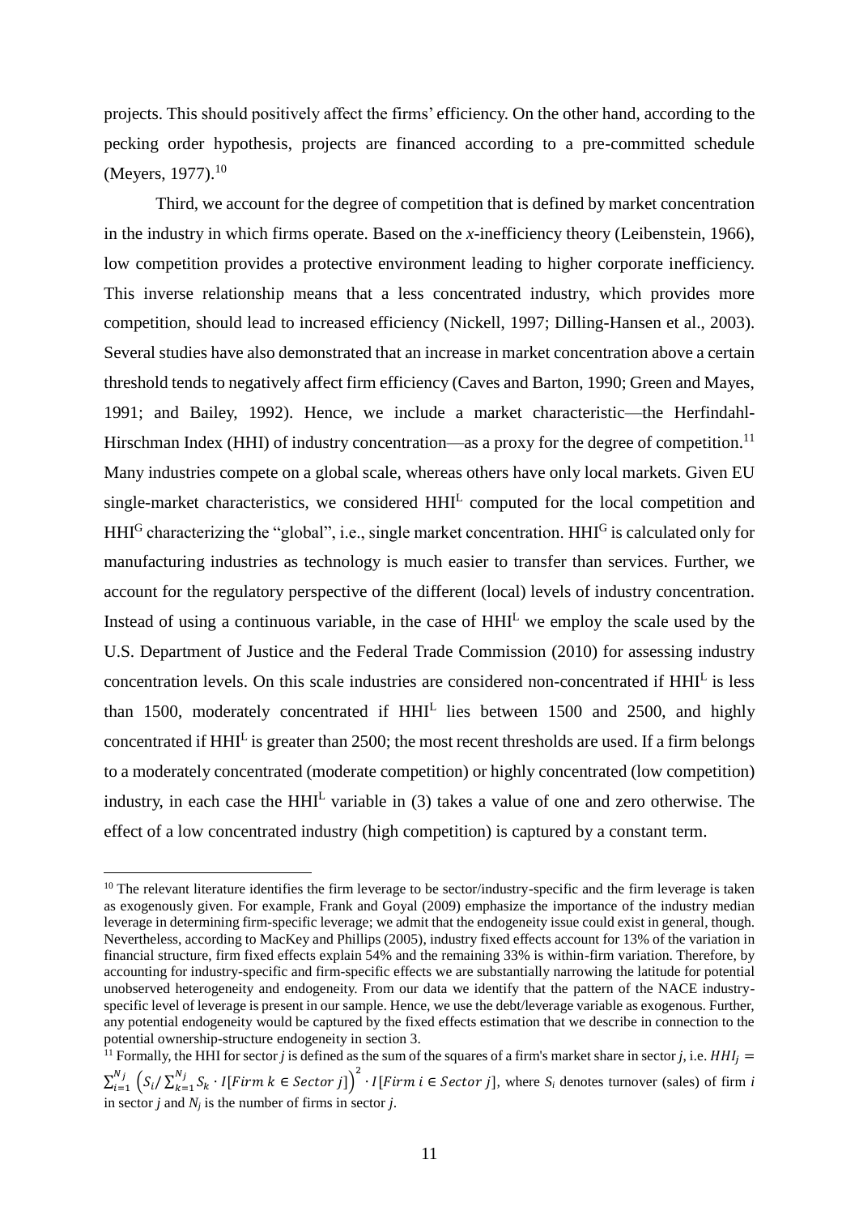projects. This should positively affect the firms' efficiency. On the other hand, according to the pecking order hypothesis, projects are financed according to a pre-committed schedule (Meyers, 1977).[10]

Third, we account for the degree of competition that is defined by market concentration in the industry in which firms operate. Based on the *x*-inefficiency theory (Leibenstein, 1966), low competition provides a protective environment leading to higher corporate inefficiency. This inverse relationship means that a less concentrated industry, which provides more competition, should lead to increased efficiency (Nickell, 1997; Dilling-Hansen et al., 2003). Several studies have also demonstrated that an increase in market concentration above a certain threshold tends to negatively affect firm efficiency (Caves and Barton, 1990; Green and Mayes, 1991; and Bailey, 1992). Hence, we include a market characteristic—the Herfindahl-Hirschman Index (HHI) of industry concentration—as a proxy for the degree of competition.[11] Many industries compete on a global scale, whereas others have only local markets. Given EU single-market characteristics, we considered $HHI^L$ computed for the local competition and $HHI^G$ characterizing the "global", i.e., single market concentration. $HHI^G$ is calculated only for manufacturing industries as technology is much easier to transfer than services. Further, we account for the regulatory perspective of the different (local) levels of industry concentration. Instead of using a continuous variable, in the case of $HHI^L$ we employ the scale used by the U.S. Department of Justice and the Federal Trade Commission (2010) for assessing industry concentration levels. On this scale industries are considered non-concentrated if $HHI^L$ is less than 1500, moderately concentrated if $HHI^L$ lies between 1500 and 2500, and highly concentrated if $HHI^L$ is greater than 2500; the most recent thresholds are used. If a firm belongs to a moderately concentrated (moderate competition) or highly concentrated (low competition) industry, in each case the $HHI^L$ variable in (3) takes a value of one and zero otherwise. The effect of a low concentrated industry (high competition) is captured by a constant term.

[10] The relevant literature identifies the firm leverage to be sector/industry-specific and the firm leverage is taken as exogenously given. For example, Frank and Goyal (2009) emphasize the importance of the industry median leverage in determining firm-specific leverage; we admit that the endogeneity issue could exist in general, though. Nevertheless, according to MacKey and Phillips (2005), industry fixed effects account for 13% of the variation in financial structure, firm fixed effects explain 54% and the remaining 33% is within-firm variation. Therefore, by accounting for industry-specific and firm-specific effects we are substantially narrowing the latitude for potential unobserved heterogeneity and endogeneity. From our data we identify that the pattern of the NACE industry-specific level of leverage is present in our sample. Hence, we use the debt/leverage variable as exogenous. Further, any potential endogeneity would be captured by the fixed effects estimation that we describe in connection to the potential ownership-structure endogeneity in section 3.

[11] Formally, the HHI for sector *j* is defined as the sum of the squares of a firm's market share in sector *j*, i.e. $HHI_j = \sum_{i=1}^{N_j} \left( S_i / \sum_{k=1}^{N_j} S_k \cdot I[Firm\ k \in Sector\ j] \right)^2 \cdot I[Firm\ i \in Sector\ j]$, where $S_i$ denotes turnover (sales) of firm *i* in sector *j* and $N_j$ is the number of firms in sector *j*.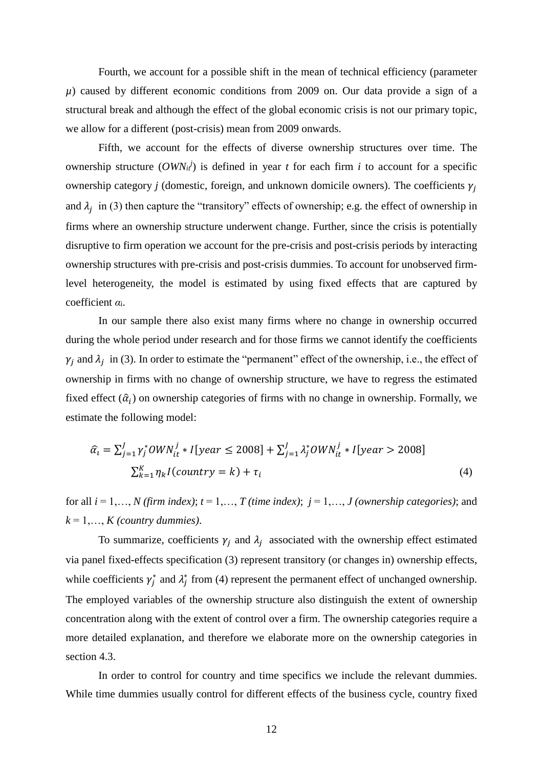Fourth, we account for a possible shift in the mean of technical efficiency (parameter $\mu$) caused by different economic conditions from 2009 on. Our data provide a sign of a structural break and although the effect of the global economic crisis is not our primary topic, we allow for a different (post-crisis) mean from 2009 onwards.

Fifth, we account for the effects of diverse ownership structures over time. The ownership structure ($OWN_{it}^{j}$) is defined in year $t$ for each firm $i$ to account for a specific ownership category $j$ (domestic, foreign, and unknown domicile owners). The coefficients $\gamma_j$ and $\lambda_j$ in (3) then capture the "transitory" effects of ownership; e.g. the effect of ownership in firms where an ownership structure underwent change. Further, since the crisis is potentially disruptive to firm operation we account for the pre-crisis and post-crisis periods by interacting ownership structures with pre-crisis and post-crisis dummies. To account for unobserved firm-level heterogeneity, the model is estimated by using fixed effects that are captured by coefficient $\alpha_i$.

In our sample there also exist many firms where no change in ownership occurred during the whole period under research and for those firms we cannot identify the coefficients $\gamma_j$ and $\lambda_j$ in (3). In order to estimate the "permanent" effect of the ownership, i.e., the effect of ownership in firms with no change of ownership structure, we have to regress the estimated fixed effect ($\hat{\alpha}_i$) on ownership categories of firms with no change in ownership. Formally, we estimate the following model:

$$\hat{\alpha}_i = \sum_{j=1}^{J} \gamma_j^* OWN_{it}^{j} * I[year \leq 2008] + \sum_{j=1}^{J} \lambda_j^* OWN_{it}^{j} * I[year > 2008]$$
$$\sum_{k=1}^{K} \eta_k I(country = k) + \tau_i \tag{4}$$

for all $i = 1,\ldots, N$ *(firm index)*; $t = 1,\ldots, T$ *(time index)*; $j = 1,\ldots, J$ *(ownership categories)*; and $k = 1,\ldots, K$ *(country dummies)*.

To summarize, coefficients $\gamma_j$ and $\lambda_j$ associated with the ownership effect estimated via panel fixed-effects specification (3) represent transitory (or changes in) ownership effects, while coefficients $\gamma_j^*$ and $\lambda_j^*$ from (4) represent the permanent effect of unchanged ownership. The employed variables of the ownership structure also distinguish the extent of ownership concentration along with the extent of control over a firm. The ownership categories require a more detailed explanation, and therefore we elaborate more on the ownership categories in section 4.3.

In order to control for country and time specifics we include the relevant dummies. While time dummies usually control for different effects of the business cycle, country fixed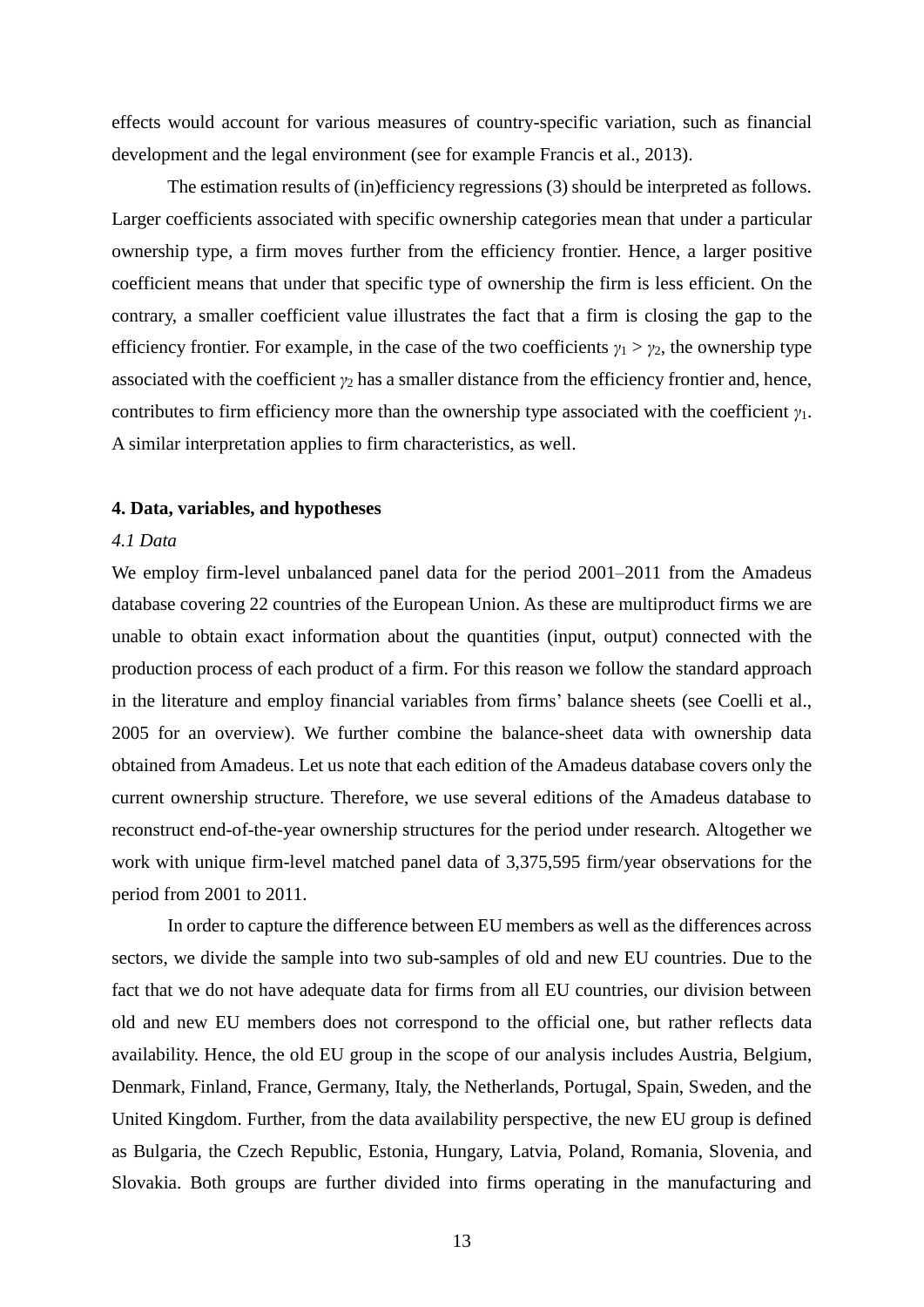effects would account for various measures of country-specific variation, such as financial development and the legal environment (see for example Francis et al., 2013).

The estimation results of (in)efficiency regressions (3) should be interpreted as follows. Larger coefficients associated with specific ownership categories mean that under a particular ownership type, a firm moves further from the efficiency frontier. Hence, a larger positive coefficient means that under that specific type of ownership the firm is less efficient. On the contrary, a smaller coefficient value illustrates the fact that a firm is closing the gap to the efficiency frontier. For example, in the case of the two coefficients $\gamma_1 > \gamma_2$, the ownership type associated with the coefficient $\gamma_2$ has a smaller distance from the efficiency frontier and, hence, contributes to firm efficiency more than the ownership type associated with the coefficient $\gamma_1$. A similar interpretation applies to firm characteristics, as well.

## 4. Data, variables, and hypotheses

### *4.1 Data*

We employ firm-level unbalanced panel data for the period 2001–2011 from the Amadeus database covering 22 countries of the European Union. As these are multiproduct firms we are unable to obtain exact information about the quantities (input, output) connected with the production process of each product of a firm. For this reason we follow the standard approach in the literature and employ financial variables from firms' balance sheets (see Coelli et al., 2005 for an overview). We further combine the balance-sheet data with ownership data obtained from Amadeus. Let us note that each edition of the Amadeus database covers only the current ownership structure. Therefore, we use several editions of the Amadeus database to reconstruct end-of-the-year ownership structures for the period under research. Altogether we work with unique firm-level matched panel data of 3,375,595 firm/year observations for the period from 2001 to 2011.

In order to capture the difference between EU members as well as the differences across sectors, we divide the sample into two sub-samples of old and new EU countries. Due to the fact that we do not have adequate data for firms from all EU countries, our division between old and new EU members does not correspond to the official one, but rather reflects data availability. Hence, the old EU group in the scope of our analysis includes Austria, Belgium, Denmark, Finland, France, Germany, Italy, the Netherlands, Portugal, Spain, Sweden, and the United Kingdom. Further, from the data availability perspective, the new EU group is defined as Bulgaria, the Czech Republic, Estonia, Hungary, Latvia, Poland, Romania, Slovenia, and Slovakia. Both groups are further divided into firms operating in the manufacturing and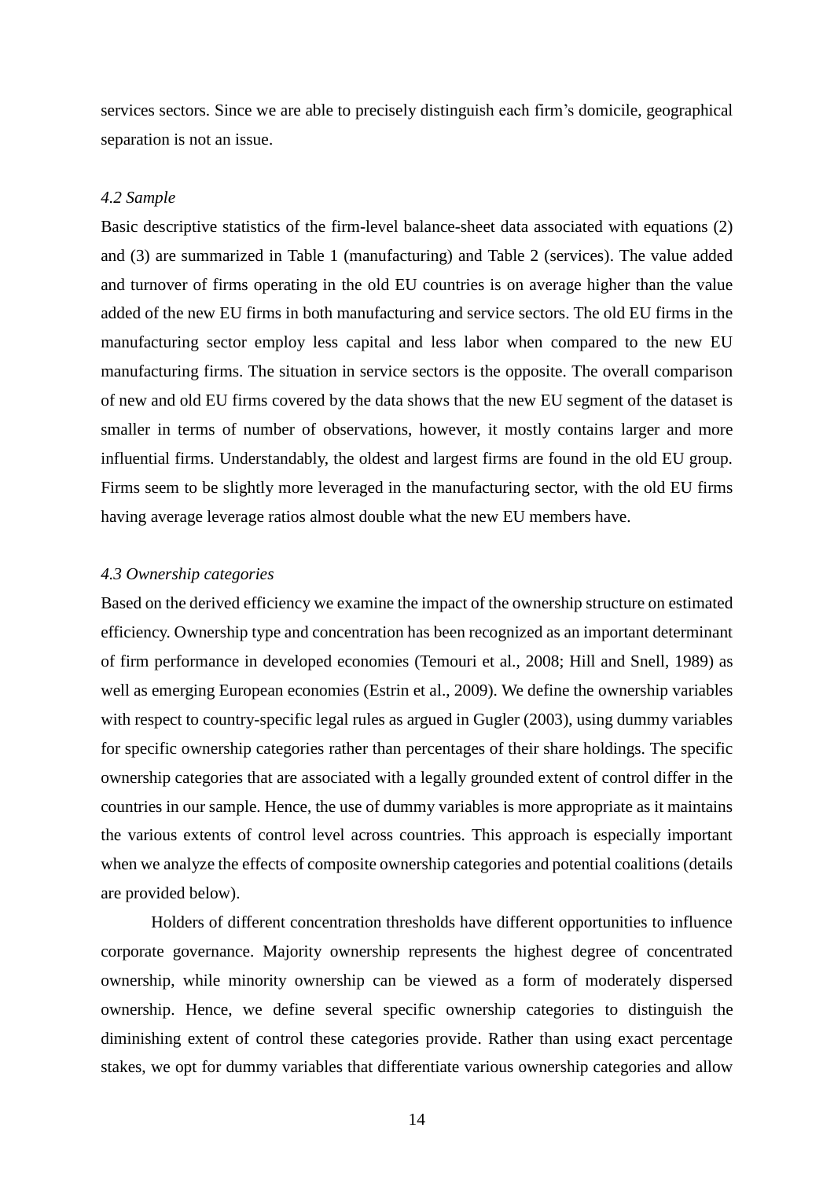services sectors. Since we are able to precisely distinguish each firm's domicile, geographical separation is not an issue.

### *4.2 Sample*

Basic descriptive statistics of the firm-level balance-sheet data associated with equations (2) and (3) are summarized in Table 1 (manufacturing) and Table 2 (services). The value added and turnover of firms operating in the old EU countries is on average higher than the value added of the new EU firms in both manufacturing and service sectors. The old EU firms in the manufacturing sector employ less capital and less labor when compared to the new EU manufacturing firms. The situation in service sectors is the opposite. The overall comparison of new and old EU firms covered by the data shows that the new EU segment of the dataset is smaller in terms of number of observations, however, it mostly contains larger and more influential firms. Understandably, the oldest and largest firms are found in the old EU group. Firms seem to be slightly more leveraged in the manufacturing sector, with the old EU firms having average leverage ratios almost double what the new EU members have.

### *4.3 Ownership categories*

Based on the derived efficiency we examine the impact of the ownership structure on estimated efficiency. Ownership type and concentration has been recognized as an important determinant of firm performance in developed economies (Temouri et al., 2008; Hill and Snell, 1989) as well as emerging European economies (Estrin et al., 2009). We define the ownership variables with respect to country-specific legal rules as argued in Gugler (2003), using dummy variables for specific ownership categories rather than percentages of their share holdings. The specific ownership categories that are associated with a legally grounded extent of control differ in the countries in our sample. Hence, the use of dummy variables is more appropriate as it maintains the various extents of control level across countries. This approach is especially important when we analyze the effects of composite ownership categories and potential coalitions (details are provided below).

Holders of different concentration thresholds have different opportunities to influence corporate governance. Majority ownership represents the highest degree of concentrated ownership, while minority ownership can be viewed as a form of moderately dispersed ownership. Hence, we define several specific ownership categories to distinguish the diminishing extent of control these categories provide. Rather than using exact percentage stakes, we opt for dummy variables that differentiate various ownership categories and allow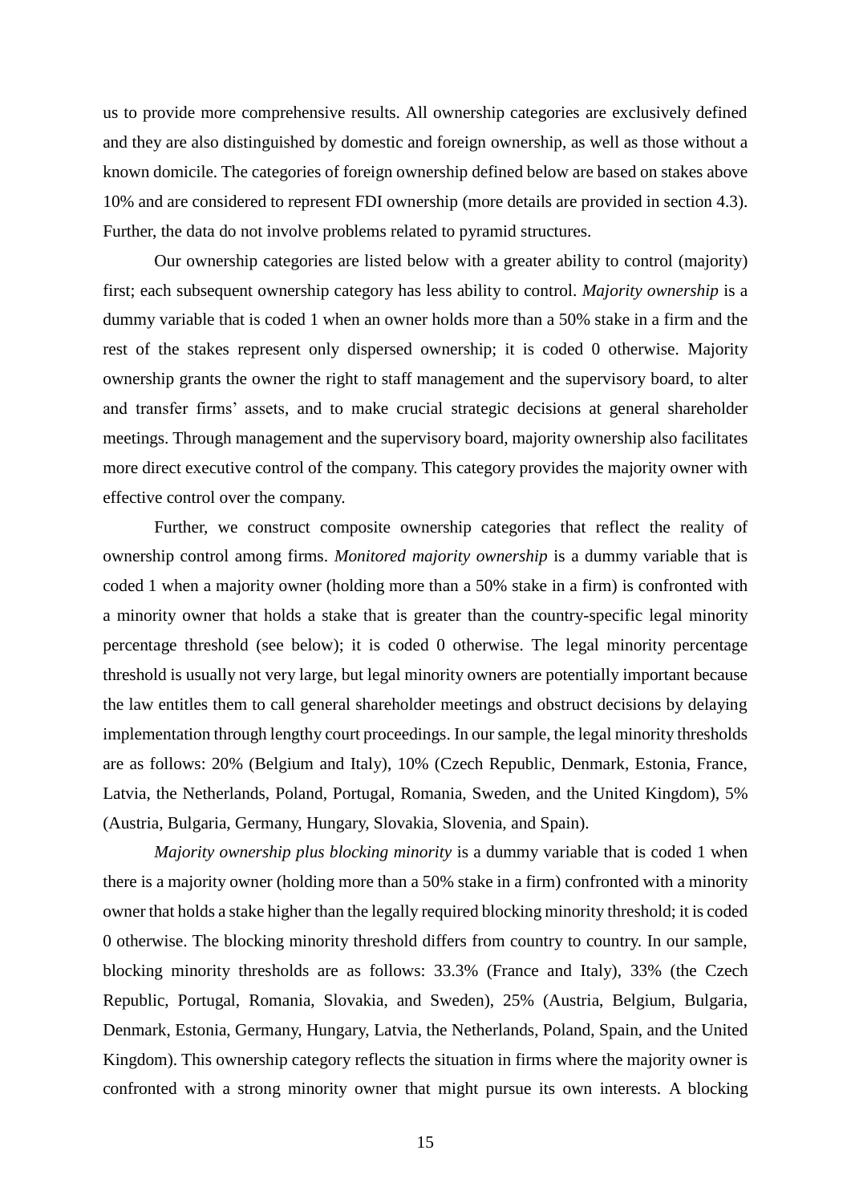us to provide more comprehensive results. All ownership categories are exclusively defined and they are also distinguished by domestic and foreign ownership, as well as those without a known domicile. The categories of foreign ownership defined below are based on stakes above 10% and are considered to represent FDI ownership (more details are provided in section 4.3). Further, the data do not involve problems related to pyramid structures.

Our ownership categories are listed below with a greater ability to control (majority) first; each subsequent ownership category has less ability to control. *Majority ownership* is a dummy variable that is coded 1 when an owner holds more than a 50% stake in a firm and the rest of the stakes represent only dispersed ownership; it is coded 0 otherwise. Majority ownership grants the owner the right to staff management and the supervisory board, to alter and transfer firms' assets, and to make crucial strategic decisions at general shareholder meetings. Through management and the supervisory board, majority ownership also facilitates more direct executive control of the company. This category provides the majority owner with effective control over the company.

Further, we construct composite ownership categories that reflect the reality of ownership control among firms. *Monitored majority ownership* is a dummy variable that is coded 1 when a majority owner (holding more than a 50% stake in a firm) is confronted with a minority owner that holds a stake that is greater than the country-specific legal minority percentage threshold (see below); it is coded 0 otherwise. The legal minority percentage threshold is usually not very large, but legal minority owners are potentially important because the law entitles them to call general shareholder meetings and obstruct decisions by delaying implementation through lengthy court proceedings. In our sample, the legal minority thresholds are as follows: 20% (Belgium and Italy), 10% (Czech Republic, Denmark, Estonia, France, Latvia, the Netherlands, Poland, Portugal, Romania, Sweden, and the United Kingdom), 5% (Austria, Bulgaria, Germany, Hungary, Slovakia, Slovenia, and Spain).

*Majority ownership plus blocking minority* is a dummy variable that is coded 1 when there is a majority owner (holding more than a 50% stake in a firm) confronted with a minority owner that holds a stake higher than the legally required blocking minority threshold; it is coded 0 otherwise. The blocking minority threshold differs from country to country. In our sample, blocking minority thresholds are as follows: 33.3% (France and Italy), 33% (the Czech Republic, Portugal, Romania, Slovakia, and Sweden), 25% (Austria, Belgium, Bulgaria, Denmark, Estonia, Germany, Hungary, Latvia, the Netherlands, Poland, Spain, and the United Kingdom). This ownership category reflects the situation in firms where the majority owner is confronted with a strong minority owner that might pursue its own interests. A blocking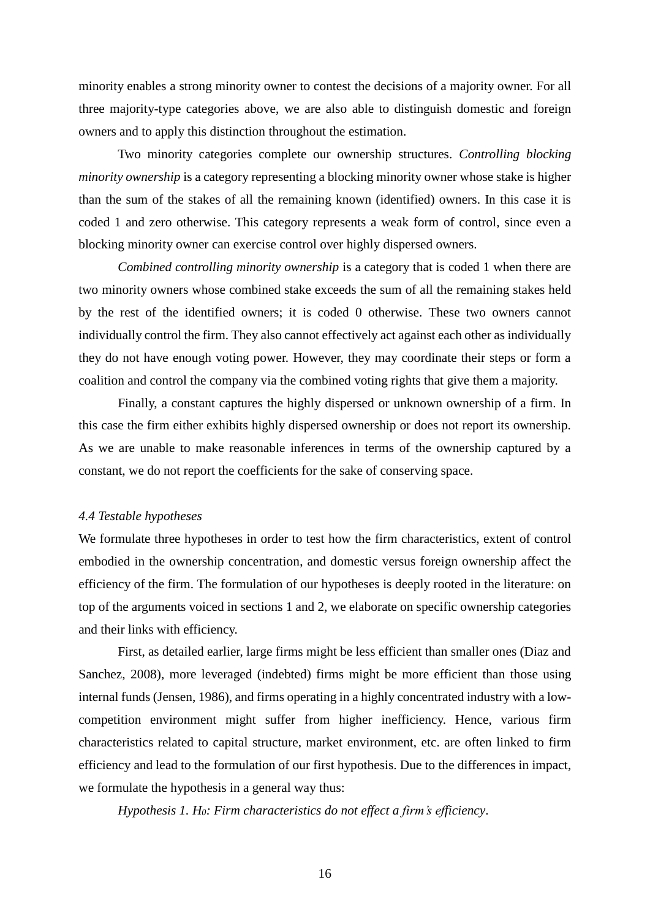minority enables a strong minority owner to contest the decisions of a majority owner. For all three majority-type categories above, we are also able to distinguish domestic and foreign owners and to apply this distinction throughout the estimation.

Two minority categories complete our ownership structures. *Controlling blocking minority ownership* is a category representing a blocking minority owner whose stake is higher than the sum of the stakes of all the remaining known (identified) owners. In this case it is coded 1 and zero otherwise. This category represents a weak form of control, since even a blocking minority owner can exercise control over highly dispersed owners.

*Combined controlling minority ownership* is a category that is coded 1 when there are two minority owners whose combined stake exceeds the sum of all the remaining stakes held by the rest of the identified owners; it is coded 0 otherwise. These two owners cannot individually control the firm. They also cannot effectively act against each other as individually they do not have enough voting power. However, they may coordinate their steps or form a coalition and control the company via the combined voting rights that give them a majority.

Finally, a constant captures the highly dispersed or unknown ownership of a firm. In this case the firm either exhibits highly dispersed ownership or does not report its ownership. As we are unable to make reasonable inferences in terms of the ownership captured by a constant, we do not report the coefficients for the sake of conserving space.

### *4.4 Testable hypotheses*

We formulate three hypotheses in order to test how the firm characteristics, extent of control embodied in the ownership concentration, and domestic versus foreign ownership affect the efficiency of the firm. The formulation of our hypotheses is deeply rooted in the literature: on top of the arguments voiced in sections 1 and 2, we elaborate on specific ownership categories and their links with efficiency.

First, as detailed earlier, large firms might be less efficient than smaller ones (Diaz and Sanchez, 2008), more leveraged (indebted) firms might be more efficient than those using internal funds (Jensen, 1986), and firms operating in a highly concentrated industry with a low-competition environment might suffer from higher inefficiency. Hence, various firm characteristics related to capital structure, market environment, etc. are often linked to firm efficiency and lead to the formulation of our first hypothesis. Due to the differences in impact, we formulate the hypothesis in a general way thus:

*Hypothesis 1. $H_0$: Firm characteristics do not effect a firm's efficiency*.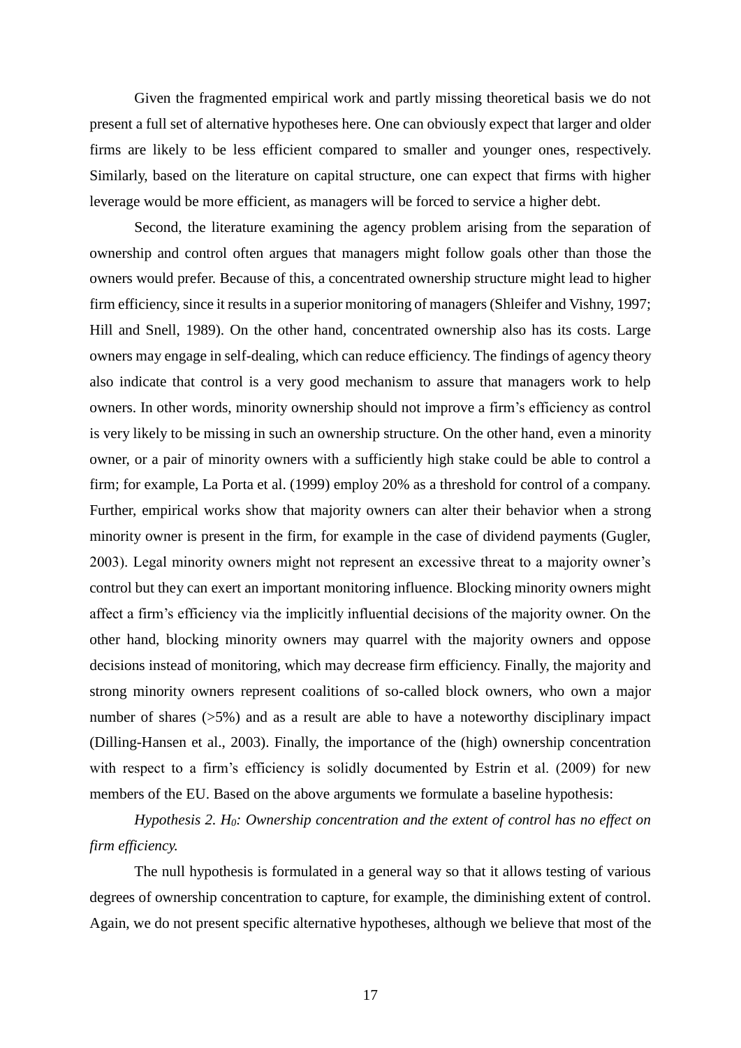Given the fragmented empirical work and partly missing theoretical basis we do not present a full set of alternative hypotheses here. One can obviously expect that larger and older firms are likely to be less efficient compared to smaller and younger ones, respectively. Similarly, based on the literature on capital structure, one can expect that firms with higher leverage would be more efficient, as managers will be forced to service a higher debt.

Second, the literature examining the agency problem arising from the separation of ownership and control often argues that managers might follow goals other than those the owners would prefer. Because of this, a concentrated ownership structure might lead to higher firm efficiency, since it results in a superior monitoring of managers (Shleifer and Vishny, 1997; Hill and Snell, 1989). On the other hand, concentrated ownership also has its costs. Large owners may engage in self-dealing, which can reduce efficiency. The findings of agency theory also indicate that control is a very good mechanism to assure that managers work to help owners. In other words, minority ownership should not improve a firm's efficiency as control is very likely to be missing in such an ownership structure. On the other hand, even a minority owner, or a pair of minority owners with a sufficiently high stake could be able to control a firm; for example, La Porta et al. (1999) employ 20% as a threshold for control of a company. Further, empirical works show that majority owners can alter their behavior when a strong minority owner is present in the firm, for example in the case of dividend payments (Gugler, 2003). Legal minority owners might not represent an excessive threat to a majority owner's control but they can exert an important monitoring influence. Blocking minority owners might affect a firm's efficiency via the implicitly influential decisions of the majority owner. On the other hand, blocking minority owners may quarrel with the majority owners and oppose decisions instead of monitoring, which may decrease firm efficiency. Finally, the majority and strong minority owners represent coalitions of so-called block owners, who own a major number of shares (>5%) and as a result are able to have a noteworthy disciplinary impact (Dilling-Hansen et al., 2003). Finally, the importance of the (high) ownership concentration with respect to a firm's efficiency is solidly documented by Estrin et al. (2009) for new members of the EU. Based on the above arguments we formulate a baseline hypothesis:

*Hypothesis 2. $H_0$: Ownership concentration and the extent of control has no effect on firm efficiency.*

The null hypothesis is formulated in a general way so that it allows testing of various degrees of ownership concentration to capture, for example, the diminishing extent of control. Again, we do not present specific alternative hypotheses, although we believe that most of the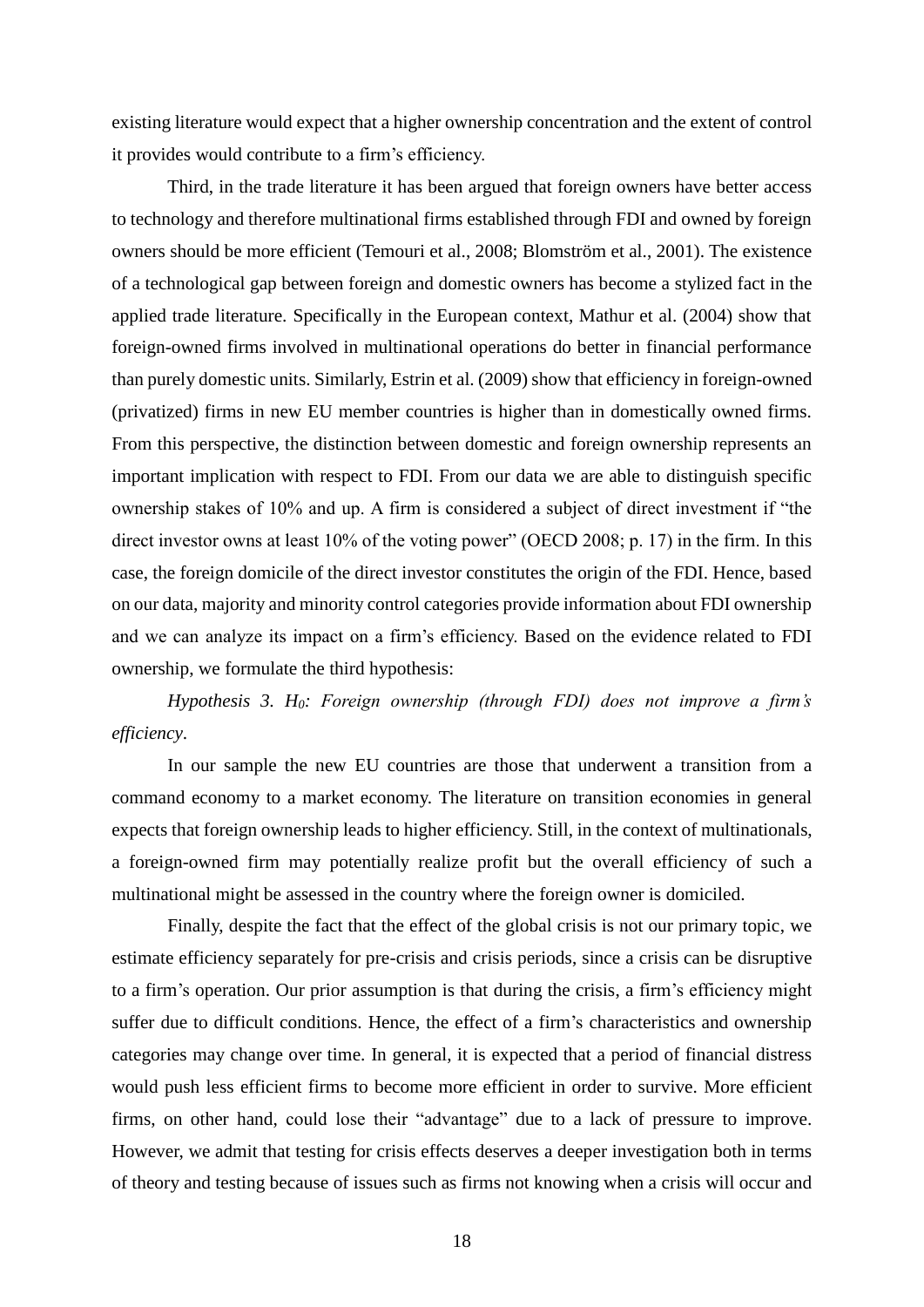existing literature would expect that a higher ownership concentration and the extent of control it provides would contribute to a firm's efficiency.

Third, in the trade literature it has been argued that foreign owners have better access to technology and therefore multinational firms established through FDI and owned by foreign owners should be more efficient (Temouri et al., 2008; Blomström et al., 2001). The existence of a technological gap between foreign and domestic owners has become a stylized fact in the applied trade literature. Specifically in the European context, Mathur et al. (2004) show that foreign-owned firms involved in multinational operations do better in financial performance than purely domestic units. Similarly, Estrin et al. (2009) show that efficiency in foreign-owned (privatized) firms in new EU member countries is higher than in domestically owned firms. From this perspective, the distinction between domestic and foreign ownership represents an important implication with respect to FDI. From our data we are able to distinguish specific ownership stakes of 10% and up. A firm is considered a subject of direct investment if "the direct investor owns at least 10% of the voting power" (OECD 2008; p. 17) in the firm. In this case, the foreign domicile of the direct investor constitutes the origin of the FDI. Hence, based on our data, majority and minority control categories provide information about FDI ownership and we can analyze its impact on a firm's efficiency. Based on the evidence related to FDI ownership, we formulate the third hypothesis:

*Hypothesis 3. $H_0$: Foreign ownership (through FDI) does not improve a firm's efficiency*.

In our sample the new EU countries are those that underwent a transition from a command economy to a market economy. The literature on transition economies in general expects that foreign ownership leads to higher efficiency. Still, in the context of multinationals, a foreign-owned firm may potentially realize profit but the overall efficiency of such a multinational might be assessed in the country where the foreign owner is domiciled.

Finally, despite the fact that the effect of the global crisis is not our primary topic, we estimate efficiency separately for pre-crisis and crisis periods, since a crisis can be disruptive to a firm's operation. Our prior assumption is that during the crisis, a firm's efficiency might suffer due to difficult conditions. Hence, the effect of a firm's characteristics and ownership categories may change over time. In general, it is expected that a period of financial distress would push less efficient firms to become more efficient in order to survive. More efficient firms, on other hand, could lose their "advantage" due to a lack of pressure to improve. However, we admit that testing for crisis effects deserves a deeper investigation both in terms of theory and testing because of issues such as firms not knowing when a crisis will occur and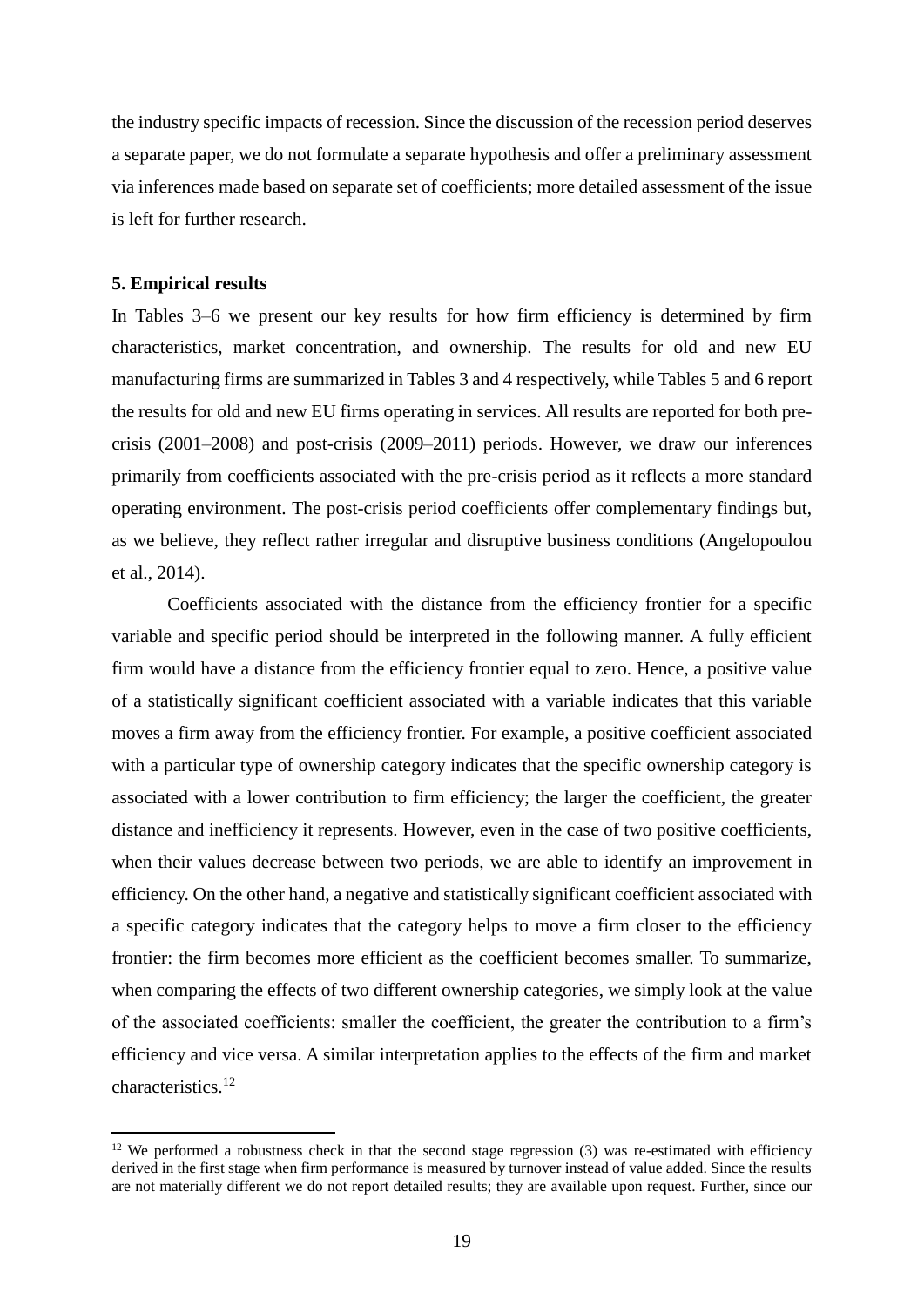the industry specific impacts of recession. Since the discussion of the recession period deserves a separate paper, we do not formulate a separate hypothesis and offer a preliminary assessment via inferences made based on separate set of coefficients; more detailed assessment of the issue is left for further research.

## 5. Empirical results

In Tables 3–6 we present our key results for how firm efficiency is determined by firm characteristics, market concentration, and ownership. The results for old and new EU manufacturing firms are summarized in Tables 3 and 4 respectively, while Tables 5 and 6 report the results for old and new EU firms operating in services. All results are reported for both pre-crisis (2001–2008) and post-crisis (2009–2011) periods. However, we draw our inferences primarily from coefficients associated with the pre-crisis period as it reflects a more standard operating environment. The post-crisis period coefficients offer complementary findings but, as we believe, they reflect rather irregular and disruptive business conditions (Angelopoulou et al., 2014).

Coefficients associated with the distance from the efficiency frontier for a specific variable and specific period should be interpreted in the following manner. A fully efficient firm would have a distance from the efficiency frontier equal to zero. Hence, a positive value of a statistically significant coefficient associated with a variable indicates that this variable moves a firm away from the efficiency frontier. For example, a positive coefficient associated with a particular type of ownership category indicates that the specific ownership category is associated with a lower contribution to firm efficiency; the larger the coefficient, the greater distance and inefficiency it represents. However, even in the case of two positive coefficients, when their values decrease between two periods, we are able to identify an improvement in efficiency. On the other hand, a negative and statistically significant coefficient associated with a specific category indicates that the category helps to move a firm closer to the efficiency frontier: the firm becomes more efficient as the coefficient becomes smaller. To summarize, when comparing the effects of two different ownership categories, we simply look at the value of the associated coefficients: smaller the coefficient, the greater the contribution to a firm's efficiency and vice versa. A similar interpretation applies to the effects of the firm and market characteristics.[12]

[12] We performed a robustness check in that the second stage regression (3) was re-estimated with efficiency derived in the first stage when firm performance is measured by turnover instead of value added. Since the results are not materially different we do not report detailed results; they are available upon request. Further, since our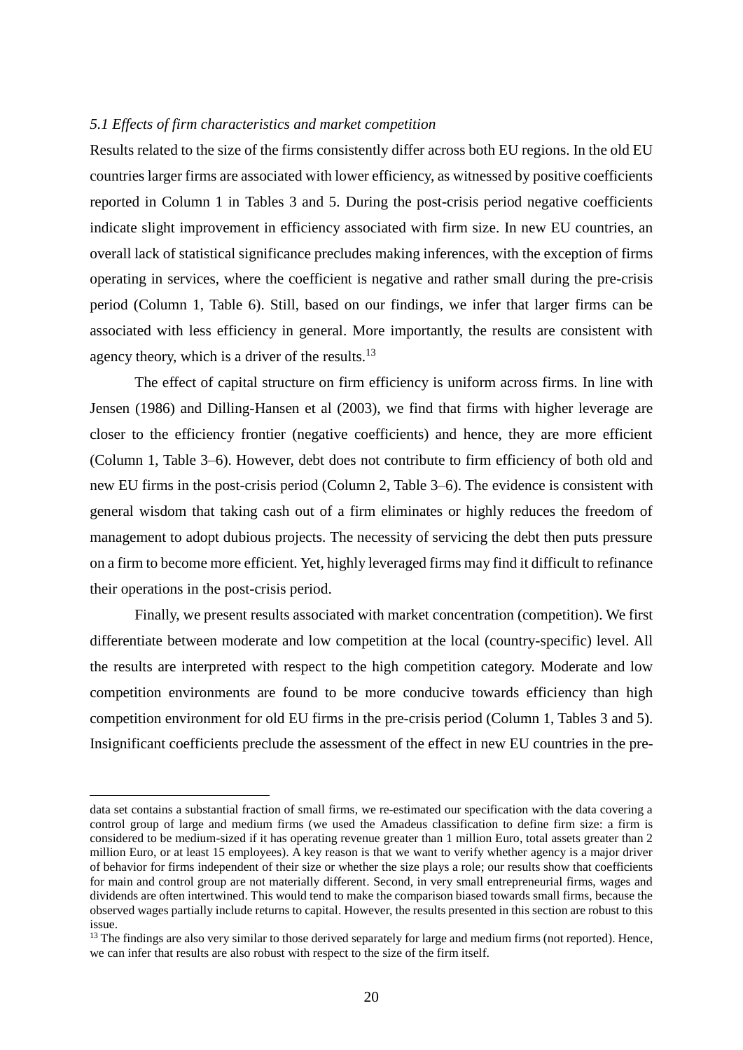*5.1 Effects of firm characteristics and market competition*

Results related to the size of the firms consistently differ across both EU regions. In the old EU countries larger firms are associated with lower efficiency, as witnessed by positive coefficients reported in Column 1 in Tables 3 and 5. During the post-crisis period negative coefficients indicate slight improvement in efficiency associated with firm size. In new EU countries, an overall lack of statistical significance precludes making inferences, with the exception of firms operating in services, where the coefficient is negative and rather small during the pre-crisis period (Column 1, Table 6). Still, based on our findings, we infer that larger firms can be associated with less efficiency in general. More importantly, the results are consistent with agency theory, which is a driver of the results.[13]

The effect of capital structure on firm efficiency is uniform across firms. In line with Jensen (1986) and Dilling-Hansen et al (2003), we find that firms with higher leverage are closer to the efficiency frontier (negative coefficients) and hence, they are more efficient (Column 1, Table 3–6). However, debt does not contribute to firm efficiency of both old and new EU firms in the post-crisis period (Column 2, Table 3–6). The evidence is consistent with general wisdom that taking cash out of a firm eliminates or highly reduces the freedom of management to adopt dubious projects. The necessity of servicing the debt then puts pressure on a firm to become more efficient. Yet, highly leveraged firms may find it difficult to refinance their operations in the post-crisis period.

Finally, we present results associated with market concentration (competition). We first differentiate between moderate and low competition at the local (country-specific) level. All the results are interpreted with respect to the high competition category. Moderate and low competition environments are found to be more conducive towards efficiency than high competition environment for old EU firms in the pre-crisis period (Column 1, Tables 3 and 5). Insignificant coefficients preclude the assessment of the effect in new EU countries in the pre-

---

data set contains a substantial fraction of small firms, we re-estimated our specification with the data covering a control group of large and medium firms (we used the Amadeus classification to define firm size: a firm is considered to be medium-sized if it has operating revenue greater than 1 million Euro, total assets greater than 2 million Euro, or at least 15 employees). A key reason is that we want to verify whether agency is a major driver of behavior for firms independent of their size or whether the size plays a role; our results show that coefficients for main and control group are not materially different. Second, in very small entrepreneurial firms, wages and dividends are often intertwined. This would tend to make the comparison biased towards small firms, because the observed wages partially include returns to capital. However, the results presented in this section are robust to this issue.

[13] The findings are also very similar to those derived separately for large and medium firms (not reported). Hence, we can infer that results are also robust with respect to the size of the firm itself.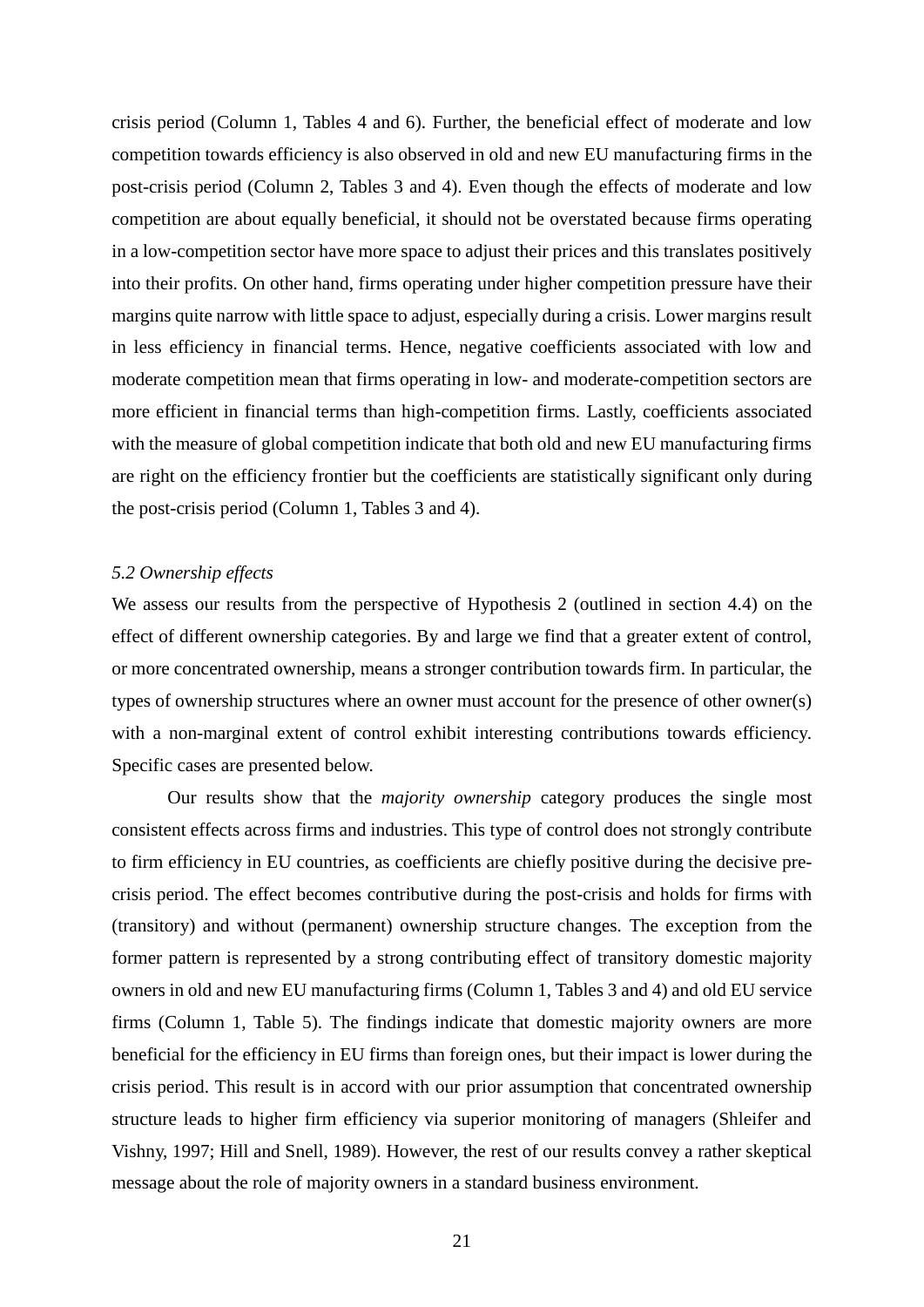crisis period (Column 1, Tables 4 and 6). Further, the beneficial effect of moderate and low competition towards efficiency is also observed in old and new EU manufacturing firms in the post-crisis period (Column 2, Tables 3 and 4). Even though the effects of moderate and low competition are about equally beneficial, it should not be overstated because firms operating in a low-competition sector have more space to adjust their prices and this translates positively into their profits. On other hand, firms operating under higher competition pressure have their margins quite narrow with little space to adjust, especially during a crisis. Lower margins result in less efficiency in financial terms. Hence, negative coefficients associated with low and moderate competition mean that firms operating in low- and moderate-competition sectors are more efficient in financial terms than high-competition firms. Lastly, coefficients associated with the measure of global competition indicate that both old and new EU manufacturing firms are right on the efficiency frontier but the coefficients are statistically significant only during the post-crisis period (Column 1, Tables 3 and 4).

### *5.2 Ownership effects*

We assess our results from the perspective of Hypothesis 2 (outlined in section 4.4) on the effect of different ownership categories. By and large we find that a greater extent of control, or more concentrated ownership, means a stronger contribution towards firm. In particular, the types of ownership structures where an owner must account for the presence of other owner(s) with a non-marginal extent of control exhibit interesting contributions towards efficiency. Specific cases are presented below.

Our results show that the *majority ownership* category produces the single most consistent effects across firms and industries. This type of control does not strongly contribute to firm efficiency in EU countries, as coefficients are chiefly positive during the decisive pre-crisis period. The effect becomes contributive during the post-crisis and holds for firms with (transitory) and without (permanent) ownership structure changes. The exception from the former pattern is represented by a strong contributing effect of transitory domestic majority owners in old and new EU manufacturing firms (Column 1, Tables 3 and 4) and old EU service firms (Column 1, Table 5). The findings indicate that domestic majority owners are more beneficial for the efficiency in EU firms than foreign ones, but their impact is lower during the crisis period. This result is in accord with our prior assumption that concentrated ownership structure leads to higher firm efficiency via superior monitoring of managers (Shleifer and Vishny, 1997; Hill and Snell, 1989). However, the rest of our results convey a rather skeptical message about the role of majority owners in a standard business environment.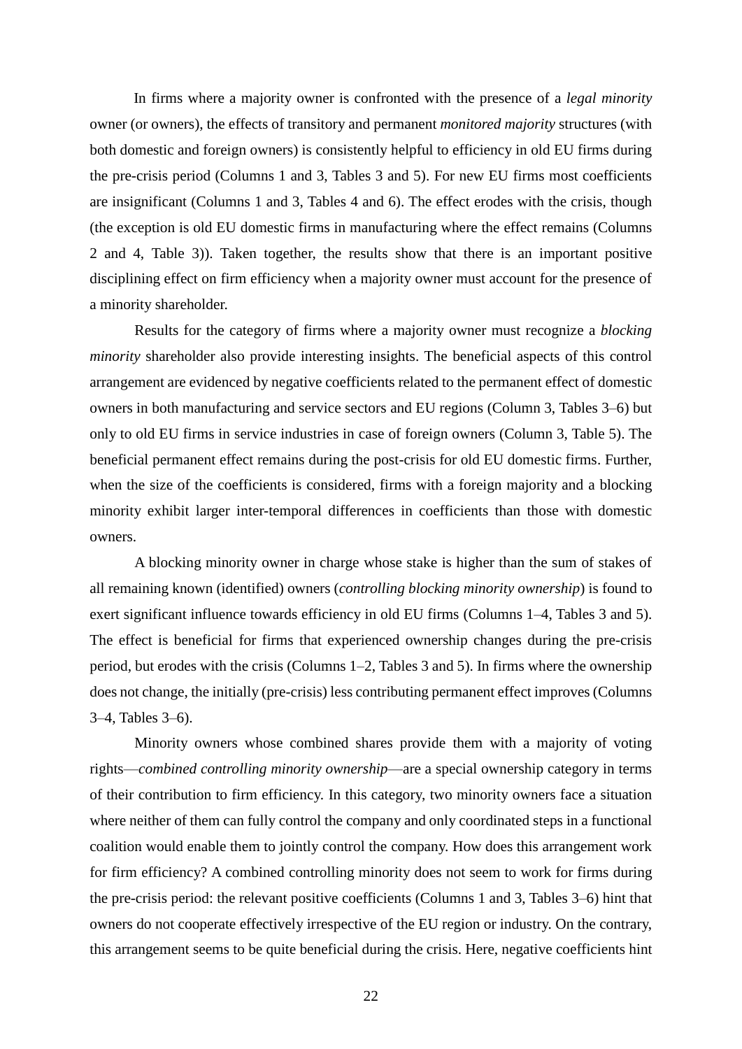In firms where a majority owner is confronted with the presence of a *legal minority* owner (or owners), the effects of transitory and permanent *monitored majority* structures (with both domestic and foreign owners) is consistently helpful to efficiency in old EU firms during the pre-crisis period (Columns 1 and 3, Tables 3 and 5). For new EU firms most coefficients are insignificant (Columns 1 and 3, Tables 4 and 6). The effect erodes with the crisis, though (the exception is old EU domestic firms in manufacturing where the effect remains (Columns 2 and 4, Table 3)). Taken together, the results show that there is an important positive disciplining effect on firm efficiency when a majority owner must account for the presence of a minority shareholder.

Results for the category of firms where a majority owner must recognize a *blocking minority* shareholder also provide interesting insights. The beneficial aspects of this control arrangement are evidenced by negative coefficients related to the permanent effect of domestic owners in both manufacturing and service sectors and EU regions (Column 3, Tables 3–6) but only to old EU firms in service industries in case of foreign owners (Column 3, Table 5). The beneficial permanent effect remains during the post-crisis for old EU domestic firms. Further, when the size of the coefficients is considered, firms with a foreign majority and a blocking minority exhibit larger inter-temporal differences in coefficients than those with domestic owners.

A blocking minority owner in charge whose stake is higher than the sum of stakes of all remaining known (identified) owners (*controlling blocking minority ownership*) is found to exert significant influence towards efficiency in old EU firms (Columns 1–4, Tables 3 and 5). The effect is beneficial for firms that experienced ownership changes during the pre-crisis period, but erodes with the crisis (Columns 1–2, Tables 3 and 5). In firms where the ownership does not change, the initially (pre-crisis) less contributing permanent effect improves (Columns 3–4, Tables 3–6).

Minority owners whose combined shares provide them with a majority of voting rights—*combined controlling minority ownership*—are a special ownership category in terms of their contribution to firm efficiency. In this category, two minority owners face a situation where neither of them can fully control the company and only coordinated steps in a functional coalition would enable them to jointly control the company. How does this arrangement work for firm efficiency? A combined controlling minority does not seem to work for firms during the pre-crisis period: the relevant positive coefficients (Columns 1 and 3, Tables 3–6) hint that owners do not cooperate effectively irrespective of the EU region or industry. On the contrary, this arrangement seems to be quite beneficial during the crisis. Here, negative coefficients hint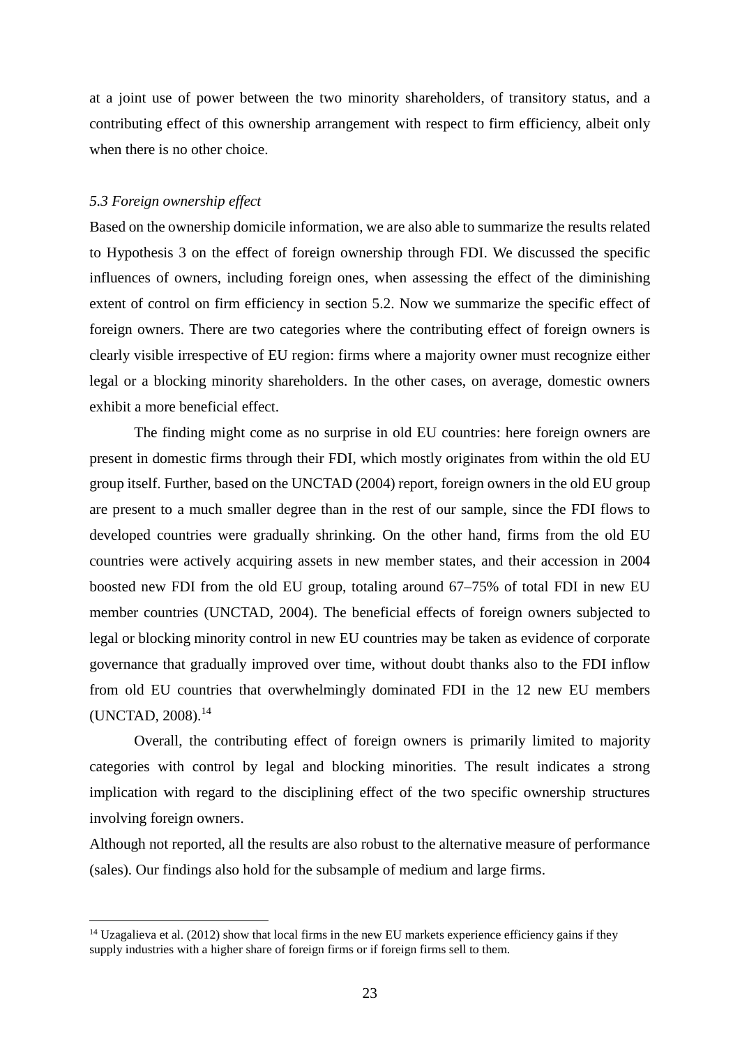at a joint use of power between the two minority shareholders, of transitory status, and a contributing effect of this ownership arrangement with respect to firm efficiency, albeit only when there is no other choice.

### *5.3 Foreign ownership effect*

Based on the ownership domicile information, we are also able to summarize the results related to Hypothesis 3 on the effect of foreign ownership through FDI. We discussed the specific influences of owners, including foreign ones, when assessing the effect of the diminishing extent of control on firm efficiency in section 5.2. Now we summarize the specific effect of foreign owners. There are two categories where the contributing effect of foreign owners is clearly visible irrespective of EU region: firms where a majority owner must recognize either legal or a blocking minority shareholders. In the other cases, on average, domestic owners exhibit a more beneficial effect.

The finding might come as no surprise in old EU countries: here foreign owners are present in domestic firms through their FDI, which mostly originates from within the old EU group itself. Further, based on the UNCTAD (2004) report, foreign owners in the old EU group are present to a much smaller degree than in the rest of our sample, since the FDI flows to developed countries were gradually shrinking. On the other hand, firms from the old EU countries were actively acquiring assets in new member states, and their accession in 2004 boosted new FDI from the old EU group, totaling around 67–75% of total FDI in new EU member countries (UNCTAD, 2004). The beneficial effects of foreign owners subjected to legal or blocking minority control in new EU countries may be taken as evidence of corporate governance that gradually improved over time, without doubt thanks also to the FDI inflow from old EU countries that overwhelmingly dominated FDI in the 12 new EU members (UNCTAD, 2008).[14]

Overall, the contributing effect of foreign owners is primarily limited to majority categories with control by legal and blocking minorities. The result indicates a strong implication with regard to the disciplining effect of the two specific ownership structures involving foreign owners.

Although not reported, all the results are also robust to the alternative measure of performance (sales). Our findings also hold for the subsample of medium and large firms.

[14] Uzagalieva et al. (2012) show that local firms in the new EU markets experience efficiency gains if they supply industries with a higher share of foreign firms or if foreign firms sell to them.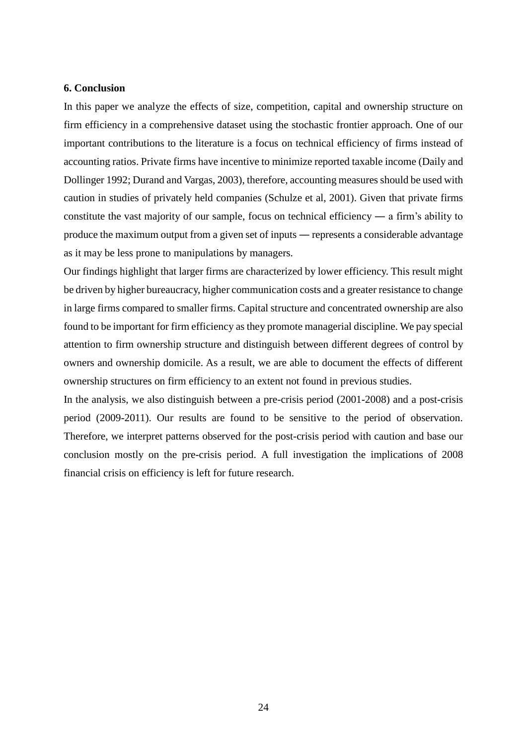## 6. Conclusion

In this paper we analyze the effects of size, competition, capital and ownership structure on firm efficiency in a comprehensive dataset using the stochastic frontier approach. One of our important contributions to the literature is a focus on technical efficiency of firms instead of accounting ratios. Private firms have incentive to minimize reported taxable income (Daily and Dollinger 1992; Durand and Vargas, 2003), therefore, accounting measures should be used with caution in studies of privately held companies (Schulze et al, 2001). Given that private firms constitute the vast majority of our sample, focus on technical efficiency — a firm's ability to produce the maximum output from a given set of inputs — represents a considerable advantage as it may be less prone to manipulations by managers.

Our findings highlight that larger firms are characterized by lower efficiency. This result might be driven by higher bureaucracy, higher communication costs and a greater resistance to change in large firms compared to smaller firms. Capital structure and concentrated ownership are also found to be important for firm efficiency as they promote managerial discipline. We pay special attention to firm ownership structure and distinguish between different degrees of control by owners and ownership domicile. As a result, we are able to document the effects of different ownership structures on firm efficiency to an extent not found in previous studies.

In the analysis, we also distinguish between a pre-crisis period (2001-2008) and a post-crisis period (2009-2011). Our results are found to be sensitive to the period of observation. Therefore, we interpret patterns observed for the post-crisis period with caution and base our conclusion mostly on the pre-crisis period. A full investigation the implications of 2008 financial crisis on efficiency is left for future research.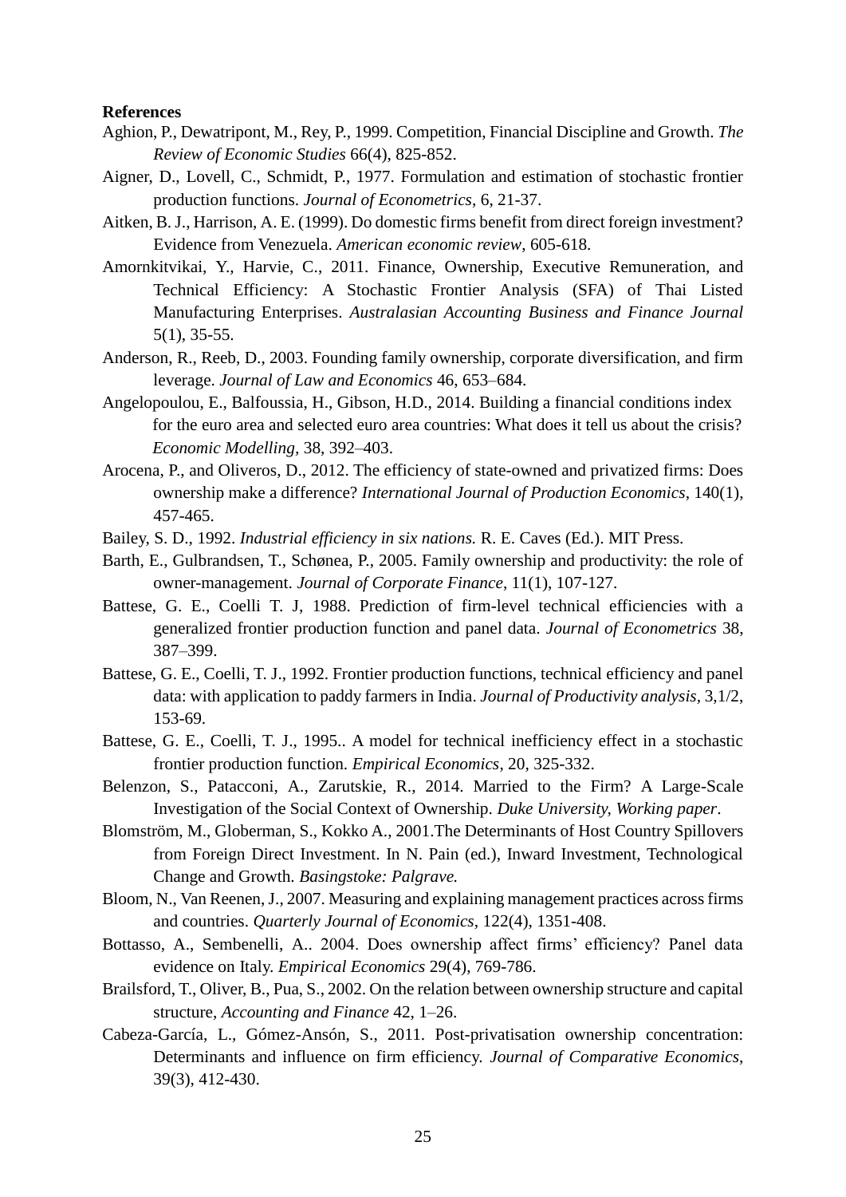**References**

Aghion, P., Dewatripont, M., Rey, P., 1999. Competition, Financial Discipline and Growth. *The Review of Economic Studies* 66(4), 825-852.

Aigner, D., Lovell, C., Schmidt, P., 1977. Formulation and estimation of stochastic frontier production functions. *Journal of Econometrics*, 6, 21-37.

Aitken, B. J., Harrison, A. E. (1999). Do domestic firms benefit from direct foreign investment? Evidence from Venezuela. *American economic review*, 605-618.

Amornkitvikai, Y., Harvie, C., 2011. Finance, Ownership, Executive Remuneration, and Technical Efficiency: A Stochastic Frontier Analysis (SFA) of Thai Listed Manufacturing Enterprises. *Australasian Accounting Business and Finance Journal* 5(1), 35-55.

Anderson, R., Reeb, D., 2003. Founding family ownership, corporate diversification, and firm leverage. *Journal of Law and Economics* 46, 653–684.

Angelopoulou, E., Balfoussia, H., Gibson, H.D., 2014. Building a financial conditions index for the euro area and selected euro area countries: What does it tell us about the crisis? *Economic Modelling,* 38, 392–403.

Arocena, P., and Oliveros, D., 2012. The efficiency of state-owned and privatized firms: Does ownership make a difference? *International Journal of Production Economics*, 140(1), 457-465.

Bailey, S. D., 1992. *Industrial efficiency in six nations.* R. E. Caves (Ed.). MIT Press.

Barth, E., Gulbrandsen, T., Schønea, P., 2005. Family ownership and productivity: the role of owner-management. *Journal of Corporate Finance*, 11(1), 107-127.

Battese, G. E., Coelli T. J, 1988. Prediction of firm-level technical efficiencies with a generalized frontier production function and panel data. *Journal of Econometrics* 38, 387–399.

Battese, G. E., Coelli, T. J., 1992. Frontier production functions, technical efficiency and panel data: with application to paddy farmers in India. *Journal of Productivity analysis*, 3,1/2, 153-69.

Battese, G. E., Coelli, T. J., 1995.. A model for technical inefficiency effect in a stochastic frontier production function. *Empirical Economics*, 20, 325-332.

Belenzon, S., Patacconi, A., Zarutskie, R., 2014. Married to the Firm? A Large-Scale Investigation of the Social Context of Ownership. *Duke University, Working paper*.

Blomström, M., Globerman, S., Kokko A., 2001.The Determinants of Host Country Spillovers from Foreign Direct Investment. In N. Pain (ed.), Inward Investment, Technological Change and Growth. *Basingstoke: Palgrave.*

Bloom, N., Van Reenen, J., 2007. Measuring and explaining management practices across firms and countries. *Quarterly Journal of Economics*, 122(4), 1351-408.

Bottasso, A., Sembenelli, A.. 2004. Does ownership affect firms' efficiency? Panel data evidence on Italy. *Empirical Economics* 29(4), 769-786.

Brailsford, T., Oliver, B., Pua, S., 2002. On the relation between ownership structure and capital structure, *Accounting and Finance* 42, 1–26.

Cabeza-García, L., Gómez-Ansón, S., 2011. Post-privatisation ownership concentration: Determinants and influence on firm efficiency. *Journal of Comparative Economics*, 39(3), 412-430.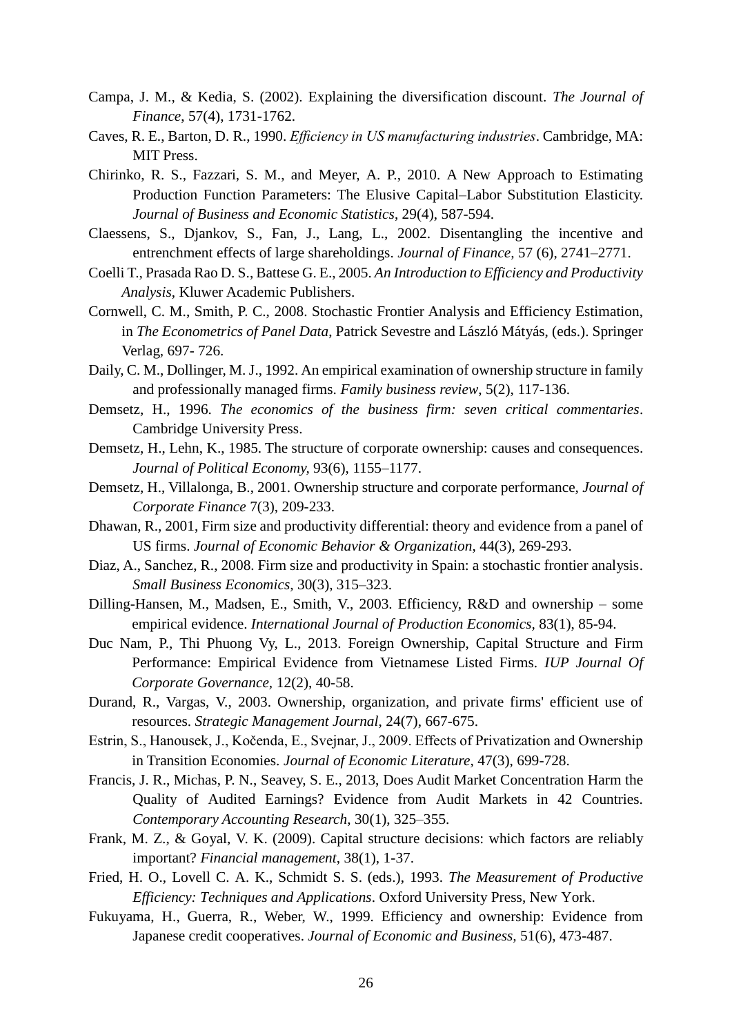Campa, J. M., & Kedia, S. (2002). Explaining the diversification discount. *The Journal of Finance*, 57(4), 1731-1762.

Caves, R. E., Barton, D. R., 1990. *Efficiency in US manufacturing industries*. Cambridge, MA: MIT Press.

Chirinko, R. S., Fazzari, S. M., and Meyer, A. P., 2010. A New Approach to Estimating Production Function Parameters: The Elusive Capital–Labor Substitution Elasticity. *Journal of Business and Economic Statistics*, 29(4), 587-594.

Claessens, S., Djankov, S., Fan, J., Lang, L., 2002. Disentangling the incentive and entrenchment effects of large shareholdings. *Journal of Finance*, 57 (6), 2741–2771.

Coelli T., Prasada Rao D. S., Battese G. E., 2005. *An Introduction to Efficiency and Productivity Analysis*, Kluwer Academic Publishers.

Cornwell, C. M., Smith, P. C., 2008. Stochastic Frontier Analysis and Efficiency Estimation, in *The Econometrics of Panel Data*, Patrick Sevestre and László Mátyás, (eds.). Springer Verlag, 697- 726.

Daily, C. M., Dollinger, M. J., 1992. An empirical examination of ownership structure in family and professionally managed firms. *Family business review*, 5(2), 117-136.

Demsetz, H., 1996. *The economics of the business firm: seven critical commentaries*. Cambridge University Press.

Demsetz, H., Lehn, K., 1985. The structure of corporate ownership: causes and consequences. *Journal of Political Economy*, 93(6), 1155–1177.

Demsetz, H., Villalonga, B., 2001. Ownership structure and corporate performance, *Journal of Corporate Finance* 7(3), 209-233.

Dhawan, R., 2001, Firm size and productivity differential: theory and evidence from a panel of US firms. *Journal of Economic Behavior & Organization*, 44(3), 269-293.

Diaz, A., Sanchez, R., 2008. Firm size and productivity in Spain: a stochastic frontier analysis. *Small Business Economics*, 30(3), 315–323.

Dilling-Hansen, M., Madsen, E., Smith, V., 2003. Efficiency, R&D and ownership – some empirical evidence. *International Journal of Production Economics*, 83(1), 85-94.

Duc Nam, P., Thi Phuong Vy, L., 2013. Foreign Ownership, Capital Structure and Firm Performance: Empirical Evidence from Vietnamese Listed Firms. *IUP Journal Of Corporate Governance*, 12(2), 40-58.

Durand, R., Vargas, V., 2003. Ownership, organization, and private firms' efficient use of resources. *Strategic Management Journal*, 24(7), 667-675.

Estrin, S., Hanousek, J., Kočenda, E., Svejnar, J., 2009. Effects of Privatization and Ownership in Transition Economies. *Journal of Economic Literature*, 47(3), 699-728.

Francis, J. R., Michas, P. N., Seavey, S. E., 2013, Does Audit Market Concentration Harm the Quality of Audited Earnings? Evidence from Audit Markets in 42 Countries. *Contemporary Accounting Research*, 30(1), 325–355.

Frank, M. Z., & Goyal, V. K. (2009). Capital structure decisions: which factors are reliably important? *Financial management*, 38(1), 1-37.

Fried, H. O., Lovell C. A. K., Schmidt S. S. (eds.), 1993. *The Measurement of Productive Efficiency: Techniques and Applications*. Oxford University Press, New York.

Fukuyama, H., Guerra, R., Weber, W., 1999. Efficiency and ownership: Evidence from Japanese credit cooperatives. *Journal of Economic and Business*, 51(6), 473-487.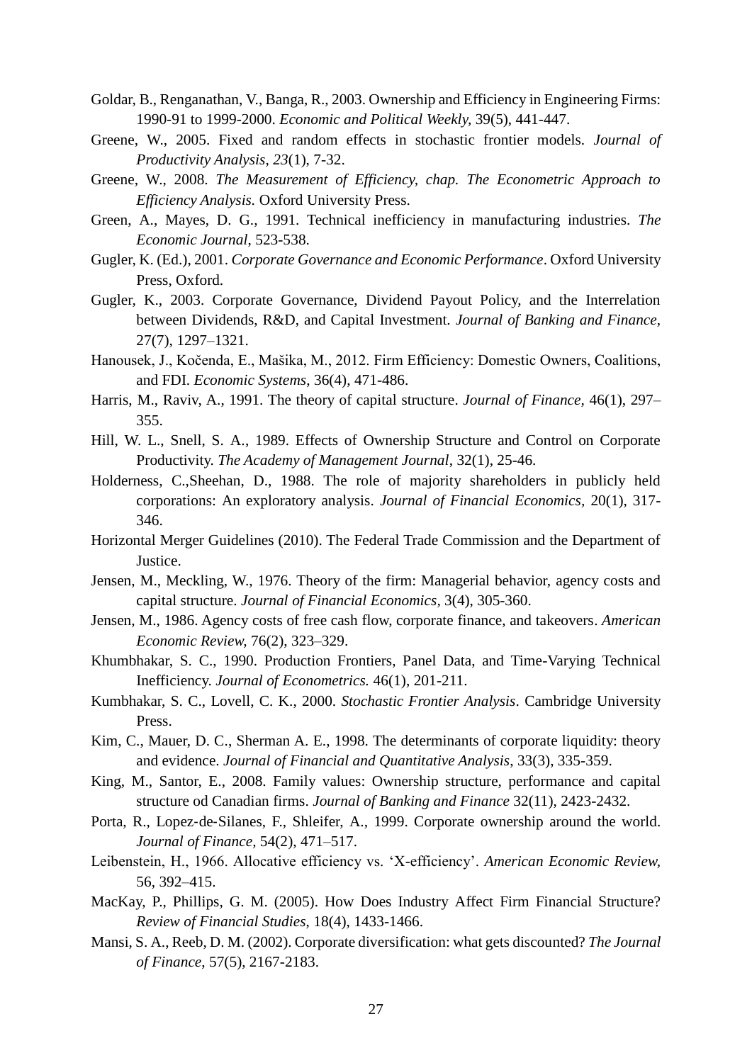Goldar, B., Renganathan, V., Banga, R., 2003. Ownership and Efficiency in Engineering Firms: 1990-91 to 1999-2000. *Economic and Political Weekly,* 39(5), 441-447.

Greene, W., 2005. Fixed and random effects in stochastic frontier models. *Journal of Productivity Analysis*, *23*(1), 7-32.

Greene, W., 2008. *The Measurement of Efficiency, chap. The Econometric Approach to Efficiency Analysis.* Oxford University Press.

Green, A., Mayes, D. G., 1991. Technical inefficiency in manufacturing industries. *The Economic Journal*, 523-538.

Gugler, K. (Ed.), 2001. *Corporate Governance and Economic Performance*. Oxford University Press, Oxford.

Gugler, K., 2003. Corporate Governance, Dividend Payout Policy, and the Interrelation between Dividends, R&D, and Capital Investment. *Journal of Banking and Finance*, 27(7), 1297–1321.

Hanousek, J., Kočenda, E., Mašika, M., 2012. Firm Efficiency: Domestic Owners, Coalitions, and FDI. *Economic Systems,* 36(4), 471-486.

Harris, M., Raviv, A., 1991. The theory of capital structure. *Journal of Finance,* 46(1), 297–355.

Hill, W. L., Snell, S. A., 1989. Effects of Ownership Structure and Control on Corporate Productivity. *The Academy of Management Journal*, 32(1), 25-46.

Holderness, C.,Sheehan, D., 1988. The role of majority shareholders in publicly held corporations: An exploratory analysis. *Journal of Financial Economics,* 20(1), 317-346.

Horizontal Merger Guidelines (2010). The Federal Trade Commission and the Department of Justice.

Jensen, M., Meckling, W., 1976. Theory of the firm: Managerial behavior, agency costs and capital structure. *Journal of Financial Economics*, 3(4), 305-360.

Jensen, M., 1986. Agency costs of free cash flow, corporate finance, and takeovers. *American Economic Review,* 76(2), 323–329.

Khumbhakar, S. C., 1990. Production Frontiers, Panel Data, and Time-Varying Technical Inefficiency. *Journal of Econometrics.* 46(1), 201-211.

Kumbhakar, S. C., Lovell, C. K., 2000. *Stochastic Frontier Analysis*. Cambridge University Press.

Kim, C., Mauer, D. C., Sherman A. E., 1998. The determinants of corporate liquidity: theory and evidence. *Journal of Financial and Quantitative Analysis,* 33(3), 335-359.

King, M., Santor, E., 2008. Family values: Ownership structure, performance and capital structure od Canadian firms. *Journal of Banking and Finance* 32(11), 2423-2432.

Porta, R., Lopez-de-Silanes, F., Shleifer, A., 1999. Corporate ownership around the world. *Journal of Finance,* 54(2), 471–517.

Leibenstein, H., 1966. Allocative efficiency vs. 'X-efficiency'. *American Economic Review,* 56, 392–415.

MacKay, P., Phillips, G. M. (2005). How Does Industry Affect Firm Financial Structure? *Review of Financial Studies*, 18(4), 1433-1466.

Mansi, S. A., Reeb, D. M. (2002). Corporate diversification: what gets discounted? *The Journal of Finance*, 57(5), 2167-2183.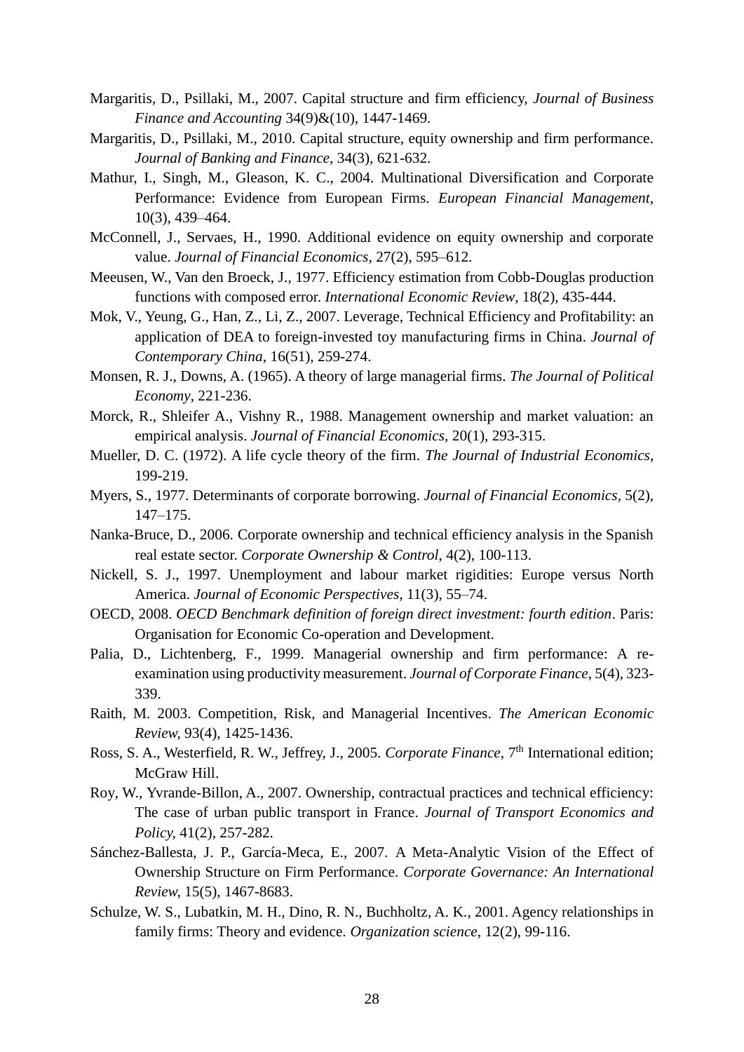Margaritis, D., Psillaki, M., 2007. Capital structure and firm efficiency, *Journal of Business Finance and Accounting* 34(9)&(10), 1447-1469.

Margaritis, D., Psillaki, M., 2010. Capital structure, equity ownership and firm performance. *Journal of Banking and Finance,* 34(3), 621-632.

Mathur, I., Singh, M., Gleason, K. C., 2004. Multinational Diversification and Corporate Performance: Evidence from European Firms. *European Financial Management*, 10(3), 439–464.

McConnell, J., Servaes, H., 1990. Additional evidence on equity ownership and corporate value. *Journal of Financial Economics*, 27(2), 595–612.

Meeusen, W., Van den Broeck, J., 1977. Efficiency estimation from Cobb-Douglas production functions with composed error. *International Economic Review*, 18(2), 435-444.

Mok, V., Yeung, G., Han, Z., Li, Z., 2007. Leverage, Technical Efficiency and Profitability: an application of DEA to foreign-invested toy manufacturing firms in China. *Journal of Contemporary China*, 16(51), 259-274.

Monsen, R. J., Downs, A. (1965). A theory of large managerial firms. *The Journal of Political Economy*, 221-236.

Morck, R., Shleifer A., Vishny R., 1988. Management ownership and market valuation: an empirical analysis. *Journal of Financial Economics*, 20(1), 293-315.

Mueller, D. C. (1972). A life cycle theory of the firm. *The Journal of Industrial Economics*, 199-219.

Myers, S., 1977. Determinants of corporate borrowing. *Journal of Financial Economics*, 5(2), 147–175.

Nanka-Bruce, D., 2006. Corporate ownership and technical efficiency analysis in the Spanish real estate sector. *Corporate Ownership & Control*, 4(2), 100-113.

Nickell, S. J., 1997. Unemployment and labour market rigidities: Europe versus North America. *Journal of Economic Perspectives*, 11(3), 55–74.

OECD, 2008. *OECD Benchmark definition of foreign direct investment: fourth edition*. Paris: Organisation for Economic Co-operation and Development.

Palia, D., Lichtenberg, F., 1999. Managerial ownership and firm performance: A re-examination using productivity measurement. *Journal of Corporate Finance*, 5(4), 323-339.

Raith, M. 2003. Competition, Risk, and Managerial Incentives. *The American Economic Review,* 93(4), 1425-1436.

Ross, S. A., Westerfield, R. W., Jeffrey, J., 2005. *Corporate Finance*, 7th International edition; McGraw Hill.

Roy, W., Yvrande-Billon, A., 2007. Ownership, contractual practices and technical efficiency: The case of urban public transport in France. *Journal of Transport Economics and Policy,* 41(2), 257-282.

Sánchez-Ballesta, J. P., García-Meca, E., 2007. A Meta-Analytic Vision of the Effect of Ownership Structure on Firm Performance. *Corporate Governance: An International Review,* 15(5), 1467-8683.

Schulze, W. S., Lubatkin, M. H., Dino, R. N., Buchholtz, A. K., 2001. Agency relationships in family firms: Theory and evidence. *Organization science*, 12(2), 99-116.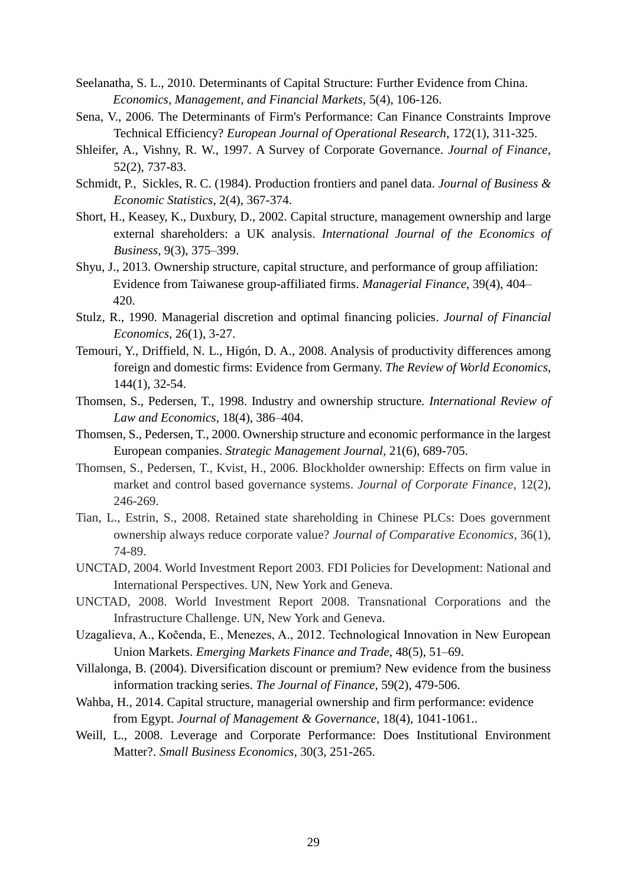Seelanatha, S. L., 2010. Determinants of Capital Structure: Further Evidence from China. *Economics, Management, and Financial Markets*, 5(4), 106-126.

Sena, V., 2006. The Determinants of Firm's Performance: Can Finance Constraints Improve Technical Efficiency? *European Journal of Operational Research*, 172(1), 311-325.

Shleifer, A., Vishny, R. W., 1997. A Survey of Corporate Governance. *Journal of Finance*, 52(2), 737-83.

Schmidt, P., Sickles, R. C. (1984). Production frontiers and panel data. *Journal of Business & Economic Statistics*, 2(4), 367-374.

Short, H., Keasey, K., Duxbury, D., 2002. Capital structure, management ownership and large external shareholders: a UK analysis. *International Journal of the Economics of Business*, 9(3), 375–399.

Shyu, J., 2013. Ownership structure, capital structure, and performance of group affiliation: Evidence from Taiwanese group-affiliated firms. *Managerial Finance*, 39(4), 404–420.

Stulz, R., 1990. Managerial discretion and optimal financing policies. *Journal of Financial Economics*, 26(1), 3-27.

Temouri, Y., Driffield, N. L., Higón, D. A., 2008. Analysis of productivity differences among foreign and domestic firms: Evidence from Germany. *The Review of World Economics*, 144(1), 32-54.

Thomsen, S., Pedersen, T., 1998. Industry and ownership structure. *International Review of Law and Economics*, 18(4), 386–404.

Thomsen, S., Pedersen, T., 2000. Ownership structure and economic performance in the largest European companies. *Strategic Management Journal*, 21(6), 689-705.

Thomsen, S., Pedersen, T., Kvist, H., 2006. Blockholder ownership: Effects on firm value in market and control based governance systems. *Journal of Corporate Finance*, 12(2), 246-269.

Tian, L., Estrin, S., 2008. Retained state shareholding in Chinese PLCs: Does government ownership always reduce corporate value? *Journal of Comparative Economics*, 36(1), 74-89.

UNCTAD, 2004. World Investment Report 2003. FDI Policies for Development: National and International Perspectives. UN, New York and Geneva.

UNCTAD, 2008. World Investment Report 2008. Transnational Corporations and the Infrastructure Challenge. UN, New York and Geneva.

Uzagalieva, A., Kočenda, E., Menezes, A., 2012. Technological Innovation in New European Union Markets. *Emerging Markets Finance and Trade*, 48(5), 51–69.

Villalonga, B. (2004). Diversification discount or premium? New evidence from the business information tracking series. *The Journal of Finance*, 59(2), 479-506.

Wahba, H., 2014. Capital structure, managerial ownership and firm performance: evidence from Egypt. *Journal of Management & Governance*, 18(4), 1041-1061..

Weill, L., 2008. Leverage and Corporate Performance: Does Institutional Environment Matter?. *Small Business Economics*, 30(3, 251-265.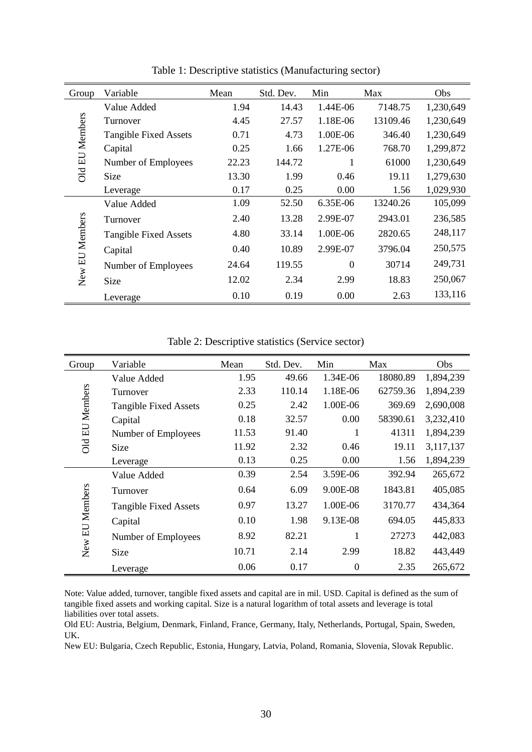Table 1: Descriptive statistics (Manufacturing sector)

| Group | Variable | Mean | Std. Dev. | Min | Max | Obs |
|---|---|---|---|---|---|---|
| Old EU Members | Value Added | 1.94 | 14.43 | 1.44E-06 | 7148.75 | 1,230,649 |
| | Turnover | 4.45 | 27.57 | 1.18E-06 | 13109.46 | 1,230,649 |
| | Tangible Fixed Assets | 0.71 | 4.73 | 1.00E-06 | 346.40 | 1,230,649 |
| | Capital | 0.25 | 1.66 | 1.27E-06 | 768.70 | 1,299,872 |
| | Number of Employees | 22.23 | 144.72 | 1 | 61000 | 1,230,649 |
| | Size | 13.30 | 1.99 | 0.46 | 19.11 | 1,279,630 |
| | Leverage | 0.17 | 0.25 | 0.00 | 1.56 | 1,029,930 |
| New EU Members | Value Added | 1.09 | 52.50 | 6.35E-06 | 13240.26 | 105,099 |
| | Turnover | 2.40 | 13.28 | 2.99E-07 | 2943.01 | 236,585 |
| | Tangible Fixed Assets | 4.80 | 33.14 | 1.00E-06 | 2820.65 | 248,117 |
| | Capital | 0.40 | 10.89 | 2.99E-07 | 3796.04 | 250,575 |
| | Number of Employees | 24.64 | 119.55 | 0 | 30714 | 249,731 |
| | Size | 12.02 | 2.34 | 2.99 | 18.83 | 250,067 |
| | Leverage | 0.10 | 0.19 | 0.00 | 2.63 | 133,116 |

Table 2: Descriptive statistics (Service sector)

| Group | Variable | Mean | Std. Dev. | Min | Max | Obs |
|---|---|---|---|---|---|---|
| Old EU Members | Value Added | 1.95 | 49.66 | 1.34E-06 | 18080.89 | 1,894,239 |
| | Turnover | 2.33 | 110.14 | 1.18E-06 | 62759.36 | 1,894,239 |
| | Tangible Fixed Assets | 0.25 | 2.42 | 1.00E-06 | 369.69 | 2,690,008 |
| | Capital | 0.18 | 32.57 | 0.00 | 58390.61 | 3,232,410 |
| | Number of Employees | 11.53 | 91.40 | 1 | 41311 | 1,894,239 |
| | Size | 11.92 | 2.32 | 0.46 | 19.11 | 3,117,137 |
| | Leverage | 0.13 | 0.25 | 0.00 | 1.56 | 1,894,239 |
| New EU Members | Value Added | 0.39 | 2.54 | 3.59E-06 | 392.94 | 265,672 |
| | Turnover | 0.64 | 6.09 | 9.00E-08 | 1843.81 | 405,085 |
| | Tangible Fixed Assets | 0.97 | 13.27 | 1.00E-06 | 3170.77 | 434,364 |
| | Capital | 0.10 | 1.98 | 9.13E-08 | 694.05 | 445,833 |
| | Number of Employees | 8.92 | 82.21 | 1 | 27273 | 442,083 |
| | Size | 10.71 | 2.14 | 2.99 | 18.82 | 443,449 |
| | Leverage | 0.06 | 0.17 | 0 | 2.35 | 265,672 |

Note: Value added, turnover, tangible fixed assets and capital are in mil. USD. Capital is defined as the sum of tangible fixed assets and working capital. Size is a natural logarithm of total assets and leverage is total liabilities over total assets.

Old EU: Austria, Belgium, Denmark, Finland, France, Germany, Italy, Netherlands, Portugal, Spain, Sweden, UK.

New EU: Bulgaria, Czech Republic, Estonia, Hungary, Latvia, Poland, Romania, Slovenia, Slovak Republic.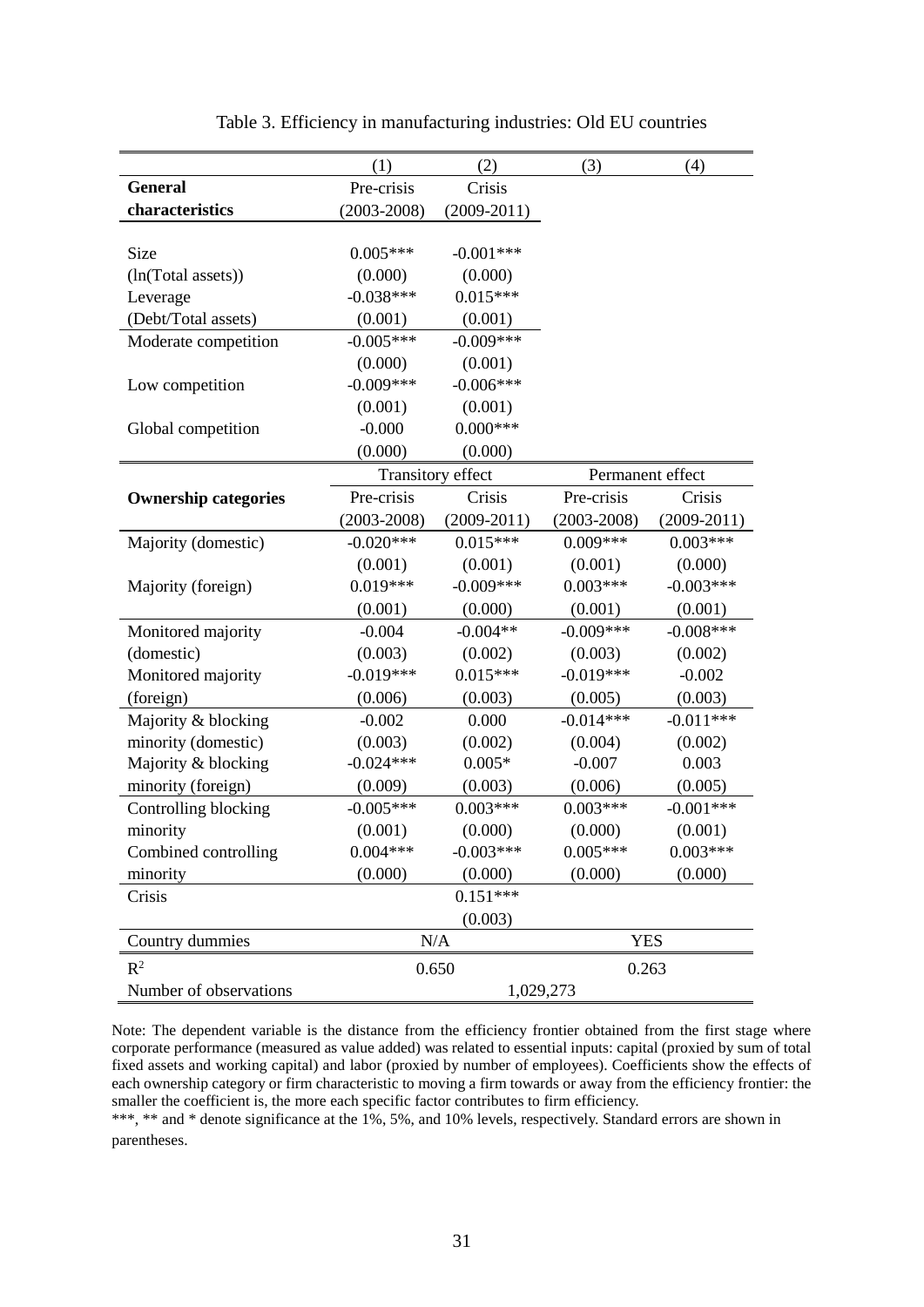Table 3. Efficiency in manufacturing industries: Old EU countries

| | (1) | (2) | (3) | (4) |
|---|---|---|---|---|
| **General characteristics** | Pre-crisis (2003-2008) | Crisis (2009-2011) | | |
| Size | 0.005*** | -0.001*** | | |
| (ln(Total assets)) | (0.000) | (0.000) | | |
| Leverage | -0.038*** | 0.015*** | | |
| (Debt/Total assets) | (0.001) | (0.001) | | |
| Moderate competition | -0.005*** | -0.009*** | | |
| | (0.000) | (0.001) | | |
| Low competition | -0.009*** | -0.006*** | | |
| | (0.001) | (0.001) | | |
| Global competition | -0.000 | 0.000*** | | |
| | (0.000) | (0.000) | | |
| | Transitory effect | | Permanent effect | |
| **Ownership categories** | Pre-crisis (2003-2008) | Crisis (2009-2011) | Pre-crisis (2003-2008) | Crisis (2009-2011) |
| Majority (domestic) | -0.020*** | 0.015*** | 0.009*** | 0.003*** |
| | (0.001) | (0.001) | (0.001) | (0.000) |
| Majority (foreign) | 0.019*** | -0.009*** | 0.003*** | -0.003*** |
| | (0.001) | (0.000) | (0.001) | (0.001) |
| Monitored majority (domestic) | -0.004 | -0.004** | -0.009*** | -0.008*** |
| | (0.003) | (0.002) | (0.003) | (0.002) |
| Monitored majority (foreign) | -0.019*** | 0.015*** | -0.019*** | -0.002 |
| | (0.006) | (0.003) | (0.005) | (0.003) |
| Majority & blocking minority (domestic) | -0.002 | 0.000 | -0.014*** | -0.011*** |
| | (0.003) | (0.002) | (0.004) | (0.002) |
| Majority & blocking minority (foreign) | -0.024*** | 0.005* | -0.007 | 0.003 |
| | (0.009) | (0.003) | (0.006) | (0.005) |
| Controlling blocking minority | -0.005*** | 0.003*** | 0.003*** | -0.001*** |
| | (0.001) | (0.000) | (0.000) | (0.001) |
| Combined controlling minority | 0.004*** | -0.003*** | 0.005*** | 0.003*** |
| | (0.000) | (0.000) | (0.000) | (0.000) |
| Crisis | | 0.151*** | | |
| | | (0.003) | | |
| Country dummies | N/A | | YES | |
| $R^2$ | 0.650 | | 0.263 | |
| Number of observations | 1,029,273 | | | |

Note: The dependent variable is the distance from the efficiency frontier obtained from the first stage where corporate performance (measured as value added) was related to essential inputs: capital (proxied by sum of total fixed assets and working capital) and labor (proxied by number of employees). Coefficients show the effects of each ownership category or firm characteristic to moving a firm towards or away from the efficiency frontier: the smaller the coefficient is, the more each specific factor contributes to firm efficiency.

***, ** and * denote significance at the 1%, 5%, and 10% levels, respectively. Standard errors are shown in parentheses.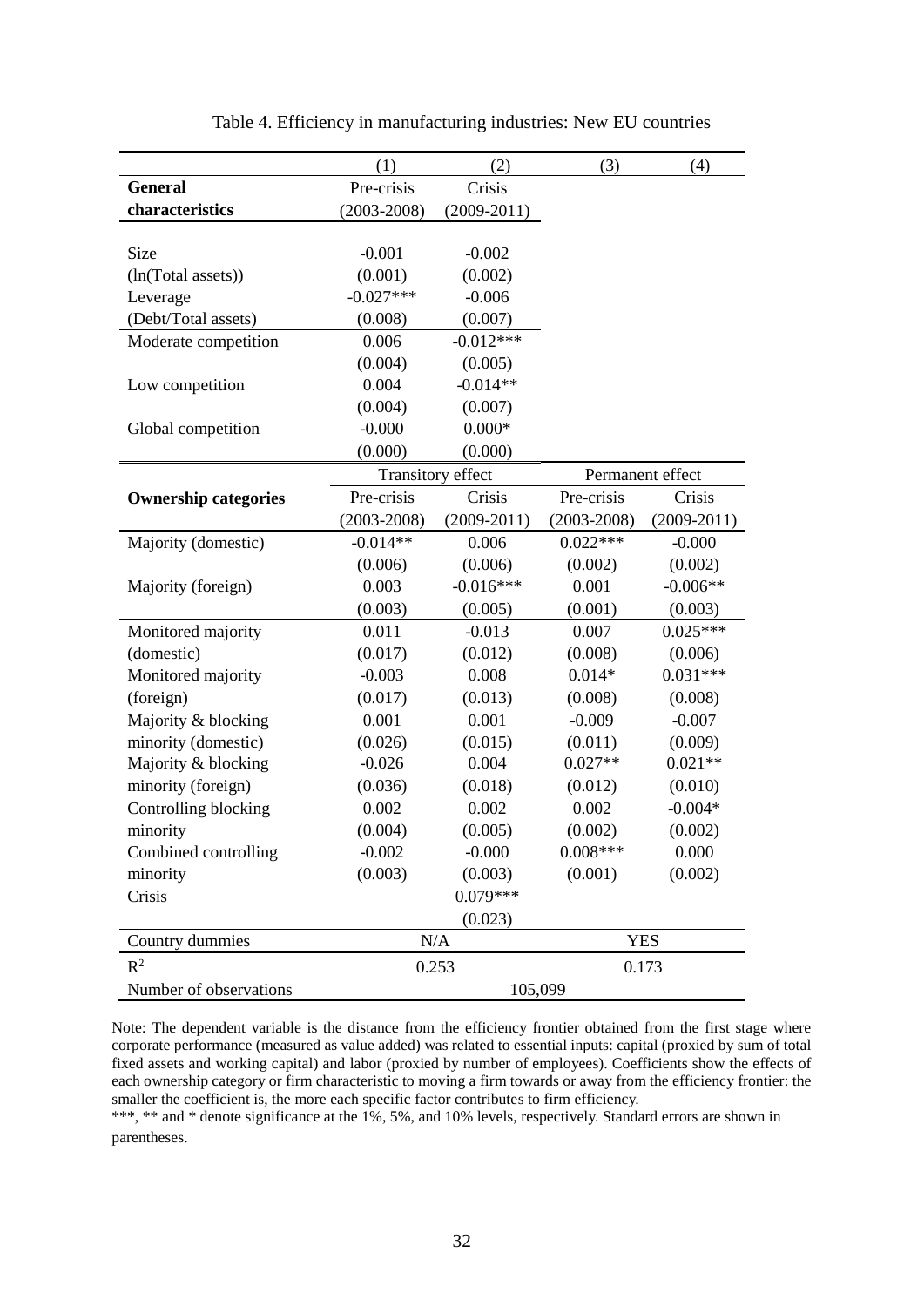Table 4. Efficiency in manufacturing industries: New EU countries

| | (1) | (2) | (3) | (4) |
|---|---|---|---|---|
| **General characteristics** | Pre-crisis (2003-2008) | Crisis (2009-2011) | | |
| Size | -0.001 | -0.002 | | |
| (ln(Total assets)) | (0.001) | (0.002) | | |
| Leverage | -0.027*** | -0.006 | | |
| (Debt/Total assets) | (0.008) | (0.007) | | |
| Moderate competition | 0.006 | -0.012*** | | |
| | (0.004) | (0.005) | | |
| Low competition | 0.004 | -0.014** | | |
| | (0.004) | (0.007) | | |
| Global competition | -0.000 | 0.000* | | |
| | (0.000) | (0.000) | | |
| | Transitory effect | | Permanent effect | |
| **Ownership categories** | Pre-crisis (2003-2008) | Crisis (2009-2011) | Pre-crisis (2003-2008) | Crisis (2009-2011) |
| Majority (domestic) | -0.014** | 0.006 | 0.022*** | -0.000 |
| | (0.006) | (0.006) | (0.002) | (0.002) |
| Majority (foreign) | 0.003 | -0.016*** | 0.001 | -0.006** |
| | (0.003) | (0.005) | (0.001) | (0.003) |
| Monitored majority | 0.011 | -0.013 | 0.007 | 0.025*** |
| (domestic) | (0.017) | (0.012) | (0.008) | (0.006) |
| Monitored majority | -0.003 | 0.008 | 0.014* | 0.031*** |
| (foreign) | (0.017) | (0.013) | (0.008) | (0.008) |
| Majority & blocking | 0.001 | 0.001 | -0.009 | -0.007 |
| minority (domestic) | (0.026) | (0.015) | (0.011) | (0.009) |
| Majority & blocking | -0.026 | 0.004 | 0.027** | 0.021** |
| minority (foreign) | (0.036) | (0.018) | (0.012) | (0.010) |
| Controlling blocking | 0.002 | 0.002 | 0.002 | -0.004* |
| minority | (0.004) | (0.005) | (0.002) | (0.002) |
| Combined controlling | -0.002 | -0.000 | 0.008*** | 0.000 |
| minority | (0.003) | (0.003) | (0.001) | (0.002) |
| Crisis | | 0.079*** | | |
| | | (0.023) | | |
| Country dummies | N/A | | YES | |
| $R^2$ | 0.253 | | 0.173 | |
| Number of observations | 105,099 | | | |

Note: The dependent variable is the distance from the efficiency frontier obtained from the first stage where corporate performance (measured as value added) was related to essential inputs: capital (proxied by sum of total fixed assets and working capital) and labor (proxied by number of employees). Coefficients show the effects of each ownership category or firm characteristic to moving a firm towards or away from the efficiency frontier: the smaller the coefficient is, the more each specific factor contributes to firm efficiency.

***, ** and * denote significance at the 1%, 5%, and 10% levels, respectively. Standard errors are shown in parentheses.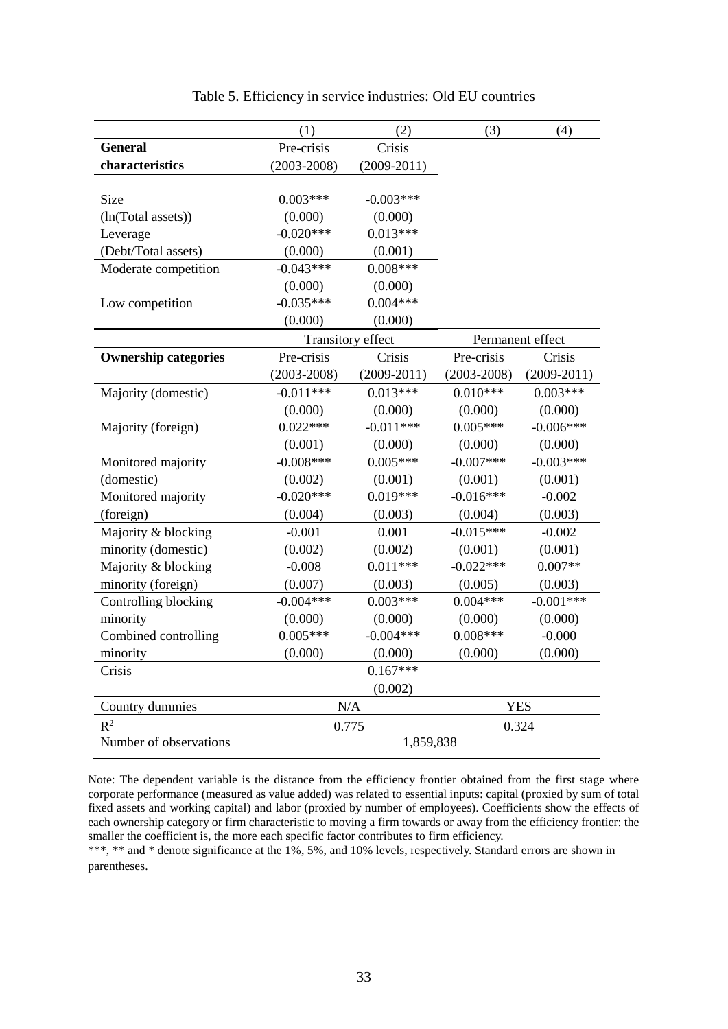Table 5. Efficiency in service industries: Old EU countries

| | (1) | (2) | (3) | (4) |
|---|---|---|---|---|
| **General characteristics** | Pre-crisis (2003-2008) | Crisis (2009-2011) | | |
| Size | 0.003*** | -0.003*** | | |
| (ln(Total assets)) | (0.000) | (0.000) | | |
| Leverage | -0.020*** | 0.013*** | | |
| (Debt/Total assets) | (0.000) | (0.001) | | |
| Moderate competition | -0.043*** | 0.008*** | | |
| | (0.000) | (0.000) | | |
| Low competition | -0.035*** | 0.004*** | | |
| | (0.000) | (0.000) | | |
| | Transitory effect | | Permanent effect | |
| **Ownership categories** | Pre-crisis (2003-2008) | Crisis (2009-2011) | Pre-crisis (2003-2008) | Crisis (2009-2011) |
| Majority (domestic) | -0.011*** | 0.013*** | 0.010*** | 0.003*** |
| | (0.000) | (0.000) | (0.000) | (0.000) |
| Majority (foreign) | 0.022*** | -0.011*** | 0.005*** | -0.006*** |
| | (0.001) | (0.000) | (0.000) | (0.000) |
| Monitored majority (domestic) | -0.008*** | 0.005*** | -0.007*** | -0.003*** |
| | (0.002) | (0.001) | (0.001) | (0.001) |
| Monitored majority (foreign) | -0.020*** | 0.019*** | -0.016*** | -0.002 |
| | (0.004) | (0.003) | (0.004) | (0.003) |
| Majority & blocking minority (domestic) | -0.001 | 0.001 | -0.015*** | -0.002 |
| | (0.002) | (0.002) | (0.001) | (0.001) |
| Majority & blocking minority (foreign) | -0.008 | 0.011*** | -0.022*** | 0.007** |
| | (0.007) | (0.003) | (0.005) | (0.003) |
| Controlling blocking minority | -0.004*** | 0.003*** | 0.004*** | -0.001*** |
| | (0.000) | (0.000) | (0.000) | (0.000) |
| Combined controlling minority | 0.005*** | -0.004*** | 0.008*** | -0.000 |
| | (0.000) | (0.000) | (0.000) | (0.000) |
| Crisis | | 0.167*** | | |
| | | (0.002) | | |
| Country dummies | N/A | | YES | |
| $R^2$ | 0.775 | | 0.324 | |
| Number of observations | 1,859,838 | | | |

Note: The dependent variable is the distance from the efficiency frontier obtained from the first stage where corporate performance (measured as value added) was related to essential inputs: capital (proxied by sum of total fixed assets and working capital) and labor (proxied by number of employees). Coefficients show the effects of each ownership category or firm characteristic to moving a firm towards or away from the efficiency frontier: the smaller the coefficient is, the more each specific factor contributes to firm efficiency.

***, ** and * denote significance at the 1%, 5%, and 10% levels, respectively. Standard errors are shown in parentheses.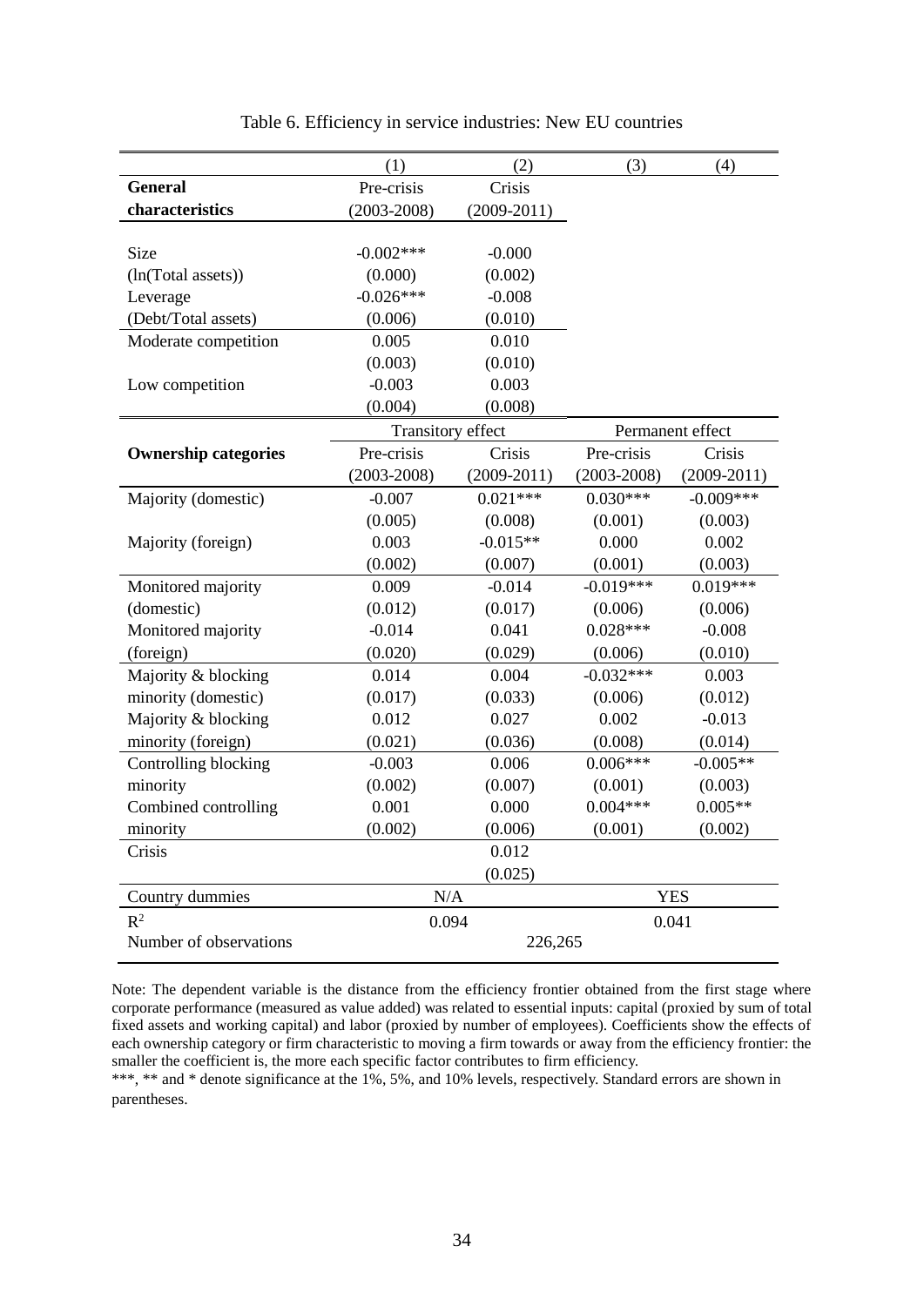Table 6. Efficiency in service industries: New EU countries

| | (1) | (2) | (3) | (4) |
|---|---|---|---|---|
| **General characteristics** | Pre-crisis (2003-2008) | Crisis (2009-2011) | | |
| Size | -0.002*** | -0.000 | | |
| (ln(Total assets)) | (0.000) | (0.002) | | |
| Leverage | -0.026*** | -0.008 | | |
| (Debt/Total assets) | (0.006) | (0.010) | | |
| Moderate competition | 0.005 | 0.010 | | |
| | (0.003) | (0.010) | | |
| Low competition | -0.003 | 0.003 | | |
| | (0.004) | (0.008) | | |
| | Transitory effect | | Permanent effect | |
| **Ownership categories** | Pre-crisis (2003-2008) | Crisis (2009-2011) | Pre-crisis (2003-2008) | Crisis (2009-2011) |
| Majority (domestic) | -0.007 | 0.021*** | 0.030*** | -0.009*** |
| | (0.005) | (0.008) | (0.001) | (0.003) |
| Majority (foreign) | 0.003 | -0.015** | 0.000 | 0.002 |
| | (0.002) | (0.007) | (0.001) | (0.003) |
| Monitored majority (domestic) | 0.009 | -0.014 | -0.019*** | 0.019*** |
| | (0.012) | (0.017) | (0.006) | (0.006) |
| Monitored majority (foreign) | -0.014 | 0.041 | 0.028*** | -0.008 |
| | (0.020) | (0.029) | (0.006) | (0.010) |
| Majority & blocking minority (domestic) | 0.014 | 0.004 | -0.032*** | 0.003 |
| | (0.017) | (0.033) | (0.006) | (0.012) |
| Majority & blocking minority (foreign) | 0.012 | 0.027 | 0.002 | -0.013 |
| | (0.021) | (0.036) | (0.008) | (0.014) |
| Controlling blocking minority | -0.003 | 0.006 | 0.006*** | -0.005** |
| | (0.002) | (0.007) | (0.001) | (0.003) |
| Combined controlling minority | 0.001 | 0.000 | 0.004*** | 0.005** |
| | (0.002) | (0.006) | (0.001) | (0.002) |
| Crisis | | 0.012 | | |
| | | (0.025) | | |
| Country dummies | N/A | | YES | |
| $R^2$ | 0.094 | | 0.041 | |
| Number of observations | 226,265 | | | |

Note: The dependent variable is the distance from the efficiency frontier obtained from the first stage where corporate performance (measured as value added) was related to essential inputs: capital (proxied by sum of total fixed assets and working capital) and labor (proxied by number of employees). Coefficients show the effects of each ownership category or firm characteristic to moving a firm towards or away from the efficiency frontier: the smaller the coefficient is, the more each specific factor contributes to firm efficiency.

***, ** and * denote significance at the 1%, 5%, and 10% levels, respectively. Standard errors are shown in parentheses.